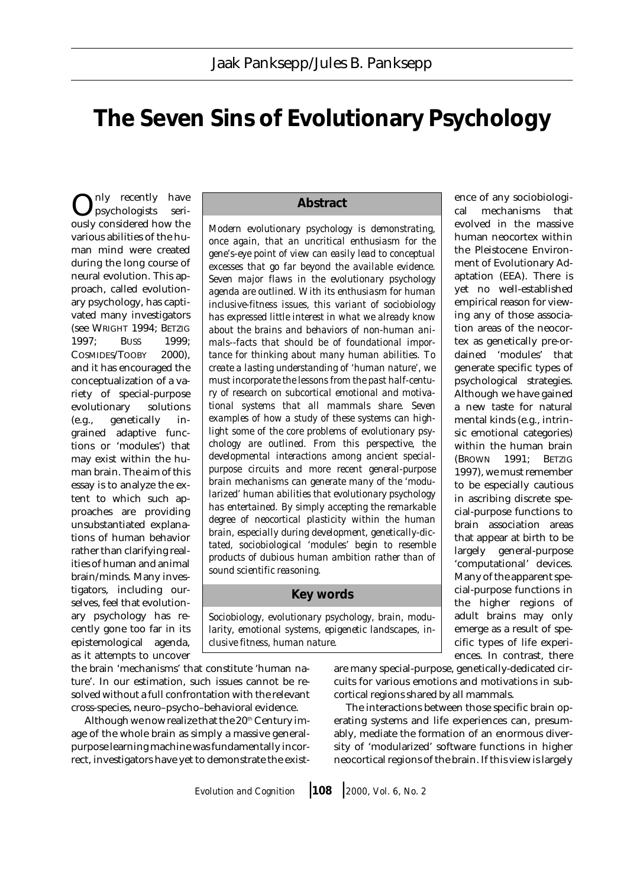Jaak Panksepp/Jules B. Panksepp

# The Seven Sins of Evolutionary Psychology

## Abstract

*Modern evolutionary psychology is demonstrating, once again, that an uncritical enthusiasm for the gene's-eye point of view can easily lead to conceptual excesses that go far beyond the available evidence. Seven major flaws in the evolutionary psychology agenda are outlined. With its enthusiasm for human inclusive-fitness issues, this variant of sociobiology has expressed little interest in what we already know about the brains and behaviors of non-human animals--facts that should be of foundational importance for thinking about many human abilities. To create a lasting understanding of 'human nature', we must incorporate the lessons from the past half-century of research on subcortical emotional and motivational systems that all mammals share. Seven examples of how a study of these systems can highlight some of the core problems of evolutionary psychology are outlined. From this perspective, the developmental interactions among ancient special-purpose circuits and more recent general-purpose brain mechanisms can generate many of the 'modularized' human abilities that evolutionary psychology has entertained. By simply accepting the remarkable degree of neocortical plasticity within the human brain, especially during development, genetically-dictated, sociobiological 'modules' begin to resemble products of dubious human ambition rather than of sound scientific reasoning.*

## Key words

*Sociobiology, evolutionary psychology, brain, modularity, emotional systems, epigenetic landscapes, inclusive fitness, human nature.*

Only recently have psychologists seriously considered how the various abilities of the human mind were created during the long course of neural evolution. This approach, called evolutionary psychology, has captivated many investigators (see WRIGHT 1994; BETZIG 1997; BUSS 1999; COSMIDES/TOOBY 2000), and it has encouraged the conceptualization of a variety of special-purpose evolutionary solutions (e.g., genetically ingrained adaptive functions or 'modules') that may exist within the human brain. The aim of this essay is to analyze the extent to which such approaches are providing unsubstantiated explanations of human behavior rather than clarifying realities of human and animal brain/minds. Many investigators, including ourselves, feel that evolutionary psychology has recently gone too far in its epistemological agenda, as it attempts to uncover the brain 'mechanisms' that constitute 'human nature'. In our estimation, such issues cannot be resolved without a full confrontation with the relevant cross-species, neuro–psycho–behavioral evidence.

Although we now realize that the 20th Century image of the whole brain as simply a massive general-purpose learning machine was fundamentally incorrect, investigators have yet to demonstrate the existence of any sociobiological mechanisms that evolved in the massive human neocortex within the Pleistocene Environment of Evolutionary Adaptation (EEA). There is yet no well-established empirical reason for viewing any of those association areas of the neocortex as genetically pre-ordained 'modules' that generate specific types of psychological strategies. Although we have gained a new taste for natural mental kinds (e.g., intrinsic emotional categories) within the human brain (BROWN 1991; BETZIG 1997), we must remember to be especially cautious in ascribing discrete special-purpose functions to brain association areas that appear at birth to be largely general-purpose 'computational' devices. Many of the apparent special-purpose functions in the higher regions of adult brains may only emerge as a result of specific types of life experiences. In contrast, there are many special-purpose, genetically-dedicated circuits for various emotions and motivations in subcortical regions shared by all mammals.

The interactions between those specific brain operating systems and life experiences can, presumably, mediate the formation of an enormous diversity of 'modularized' software functions in higher neocortical regions of the brain. If this view is largely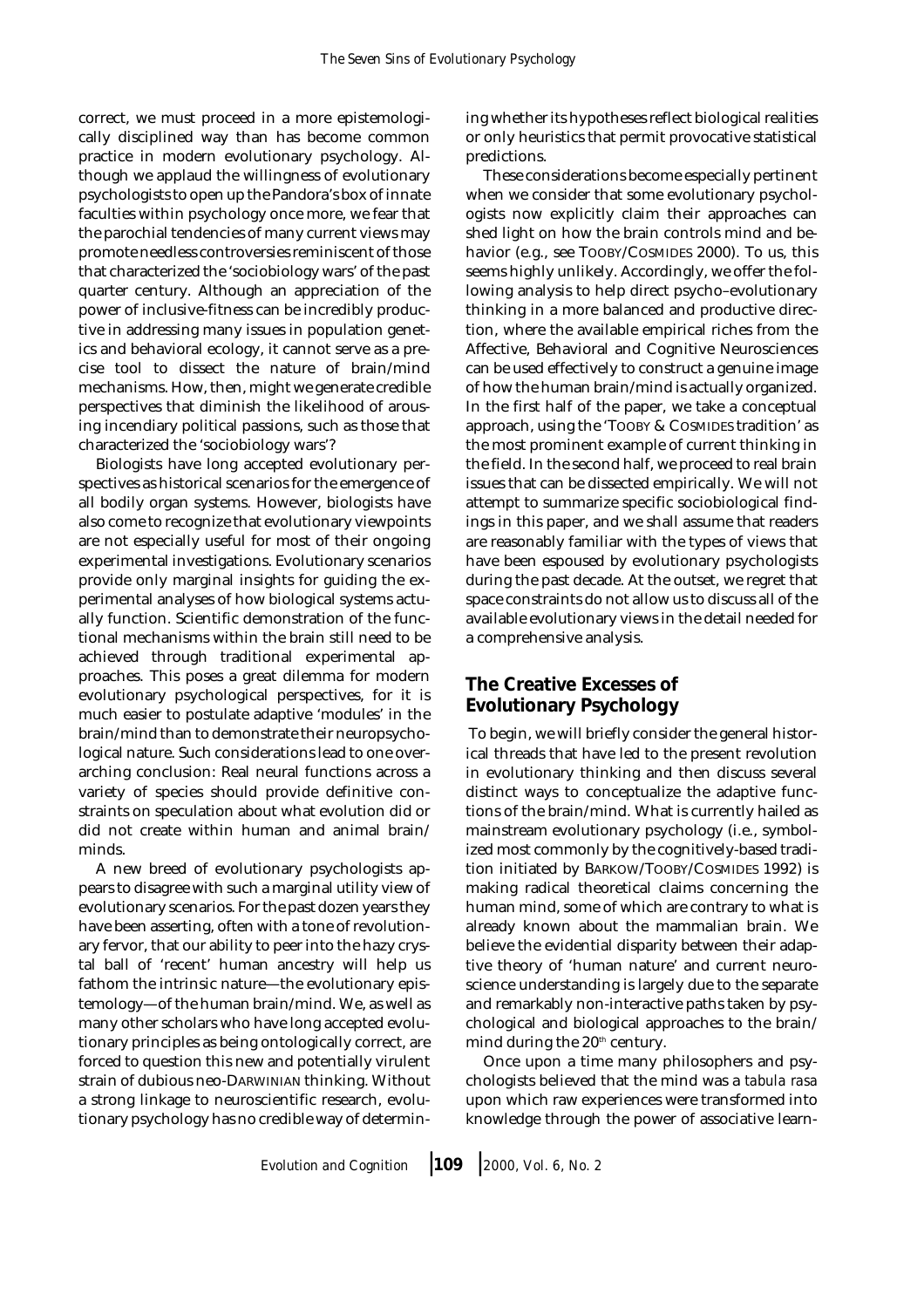correct, we must proceed in a more epistemologically disciplined way than has become common practice in modern evolutionary psychology. Although we applaud the willingness of evolutionary psychologists to open up the Pandora's box of innate faculties within psychology once more, we fear that the parochial tendencies of many current views may promote needless controversies reminiscent of those that characterized the 'sociobiology wars' of the past quarter century. Although an appreciation of the power of inclusive-fitness can be incredibly productive in addressing many issues in population genetics and behavioral ecology, it cannot serve as a precise tool to dissect the nature of brain/mind mechanisms. How, then, might we generate credible perspectives that diminish the likelihood of arousing incendiary political passions, such as those that characterized the 'sociobiology wars'?

Biologists have long accepted evolutionary perspectives as historical scenarios for the emergence of all bodily organ systems. However, biologists have also come to recognize that evolutionary viewpoints are not especially useful for most of their ongoing experimental investigations. Evolutionary scenarios provide only marginal insights for guiding the experimental analyses of how biological systems actually function. Scientific demonstration of the functional mechanisms within the brain still need to be achieved through traditional experimental approaches. This poses a great dilemma for modern evolutionary psychological perspectives, for it is much easier to postulate adaptive 'modules' in the brain/mind than to demonstrate their neuropsychological nature. Such considerations lead to one overarching conclusion: Real neural functions across a variety of species should provide definitive constraints on speculation about what evolution did or did not create within human and animal brain/minds.

A new breed of evolutionary psychologists appears to disagree with such a marginal utility view of evolutionary scenarios. For the past dozen years they have been asserting, often with a tone of revolutionary fervor, that our ability to peer into the hazy crystal ball of 'recent' human ancestry will help us fathom the intrinsic nature—the evolutionary epistemology—of the human brain/mind. We, as well as many other scholars who have long accepted evolutionary principles as being ontologically correct, are forced to question this new and potentially virulent strain of dubious neo-DARWINIAN thinking. Without a strong linkage to neuroscientific research, evolutionary psychology has no credible way of determining whether its hypotheses reflect biological realities or only heuristics that permit provocative statistical predictions.

These considerations become especially pertinent when we consider that some evolutionary psychologists now explicitly claim their approaches can shed light on how the brain controls mind and behavior (e.g., see TOOBY/COSMIDES 2000). To us, this seems highly unlikely. Accordingly, we offer the following analysis to help direct psycho–evolutionary thinking in a more balanced and productive direction, where the available empirical riches from the Affective, Behavioral and Cognitive Neurosciences can be used effectively to construct a genuine image of how the human brain/mind is actually organized. In the first half of the paper, we take a conceptual approach, using the 'TOOBY & COSMIDES tradition' as the most prominent example of current thinking in the field. In the second half, we proceed to real brain issues that can be dissected empirically. We will not attempt to summarize specific sociobiological findings in this paper, and we shall assume that readers are reasonably familiar with the types of views that have been espoused by evolutionary psychologists during the past decade. At the outset, we regret that space constraints do not allow us to discuss all of the available evolutionary views in the detail needed for a comprehensive analysis.

## The Creative Excesses of Evolutionary Psychology

To begin, we will briefly consider the general historical threads that have led to the present revolution in evolutionary thinking and then discuss several distinct ways to conceptualize the adaptive functions of the brain/mind. What is currently hailed as mainstream evolutionary psychology (i.e., symbolized most commonly by the cognitively-based tradition initiated by BARKOW/TOOBY/COSMIDES 1992) is making radical theoretical claims concerning the human mind, some of which are contrary to what is already known about the mammalian brain. We believe the evidential disparity between their adaptive theory of 'human nature' and current neuroscience understanding is largely due to the separate and remarkably non-interactive paths taken by psychological and biological approaches to the brain/mind during the 20th century.

Once upon a time many philosophers and psychologists believed that the mind was a *tabula rasa* upon which raw experiences were transformed into knowledge through the power of associative learn-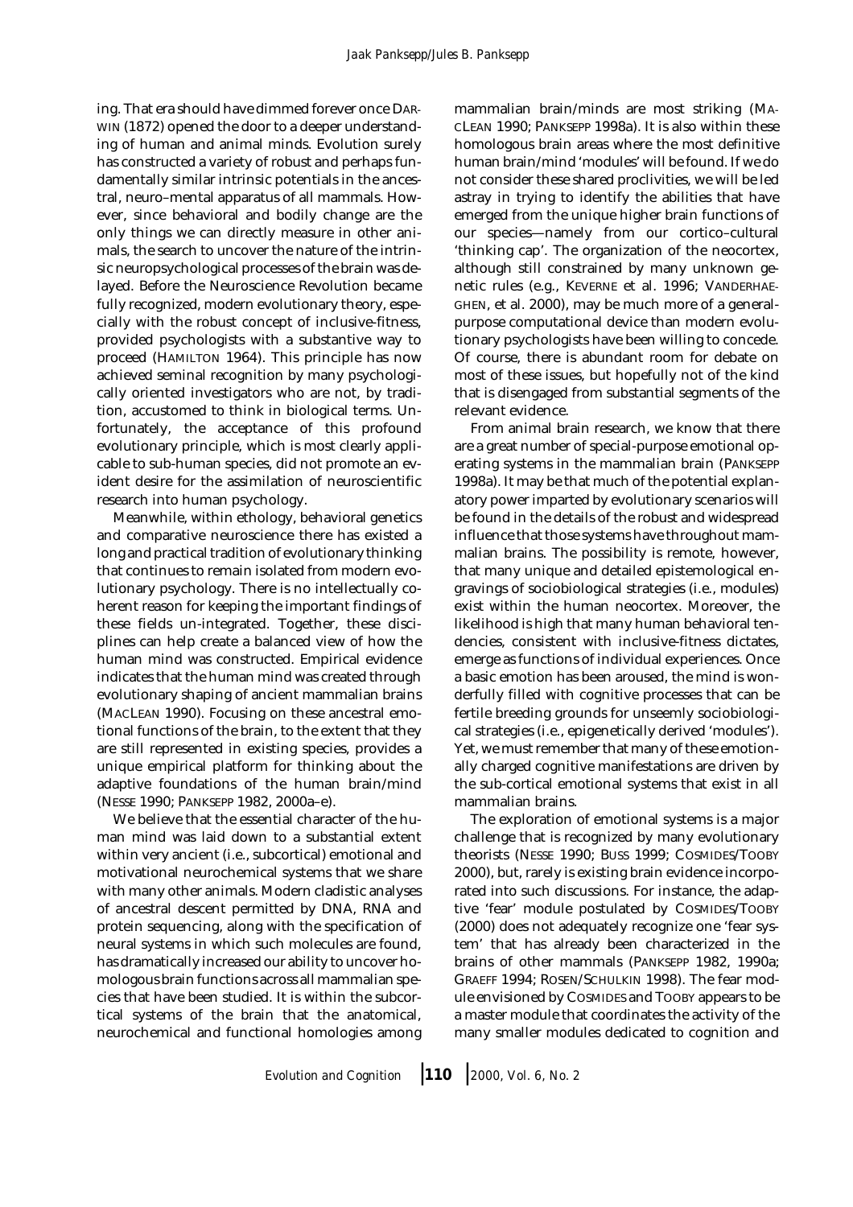ing. That era should have dimmed forever once DARWIN (1872) opened the door to a deeper understanding of human and animal minds. Evolution surely has constructed a variety of robust and perhaps fundamentally similar intrinsic potentials in the ancestral, neuro–mental apparatus of all mammals. However, since behavioral and bodily change are the only things we can directly measure in other animals, the search to uncover the nature of the intrinsic neuropsychological processes of the brain was delayed. Before the Neuroscience Revolution became fully recognized, modern evolutionary theory, especially with the robust concept of inclusive-fitness, provided psychologists with a substantive way to proceed (HAMILTON 1964). This principle has now achieved seminal recognition by many psychologically oriented investigators who are not, by tradition, accustomed to think in biological terms. Unfortunately, the acceptance of this profound evolutionary principle, which is most clearly applicable to sub-human species, did not promote an evident desire for the assimilation of neuroscientific research into human psychology.

Meanwhile, within ethology, behavioral genetics and comparative neuroscience there has existed a long and practical tradition of evolutionary thinking that continues to remain isolated from modern evolutionary psychology. There is no intellectually coherent reason for keeping the important findings of these fields un-integrated. Together, these disciplines can help create a balanced view of how the human mind was constructed. Empirical evidence indicates that the human mind was created through evolutionary shaping of ancient mammalian brains (MACLEAN 1990). Focusing on these ancestral emotional functions of the brain, to the extent that they are still represented in existing species, provides a unique empirical platform for thinking about the adaptive foundations of the human brain/mind (NESSE 1990; PANKSEPP 1982, 2000a–e).

We believe that the essential character of the human mind was laid down to a substantial extent within very ancient (i.e., subcortical) emotional and motivational neurochemical systems that we share with many other animals. Modern cladistic analyses of ancestral descent permitted by DNA, RNA and protein sequencing, along with the specification of neural systems in which such molecules are found, has dramatically increased our ability to uncover homologous brain functions across all mammalian species that have been studied. It is within the subcortical systems of the brain that the anatomical, neurochemical and functional homologies among mammalian brain/minds are most striking (MACLEAN 1990; PANKSEPP 1998a). It is also within these homologous brain areas where the most definitive human brain/mind 'modules' will be found. If we do not consider these shared proclivities, we will be led astray in trying to identify the abilities that have emerged from the unique higher brain functions of our species—namely from our cortico–cultural 'thinking cap'. The organization of the neocortex, although still constrained by many unknown genetic rules (e.g., KEVERNE et al. 1996; VANDERHAEGHEN, et al. 2000), may be much more of a general-purpose computational device than modern evolutionary psychologists have been willing to concede. Of course, there is abundant room for debate on most of these issues, but hopefully not of the kind that is disengaged from substantial segments of the relevant evidence.

From animal brain research, we know that there are a great number of special-purpose emotional operating systems in the mammalian brain (PANKSEPP 1998a). It may be that much of the potential explanatory power imparted by evolutionary scenarios will be found in the details of the robust and widespread influence that those systems have throughout mammalian brains. The possibility is remote, however, that many unique and detailed epistemological engravings of sociobiological strategies (i.e., modules) exist within the human neocortex. Moreover, the likelihood is high that many human behavioral tendencies, consistent with inclusive-fitness dictates, emerge as functions of individual experiences. Once a basic emotion has been aroused, the mind is wonderfully filled with cognitive processes that can be fertile breeding grounds for unseemly sociobiological strategies (i.e., epigenetically derived 'modules'). Yet, we must remember that many of these emotionally charged cognitive manifestations are driven by the sub-cortical emotional systems that exist in all mammalian brains.

The exploration of emotional systems is a major challenge that is recognized by many evolutionary theorists (NESSE 1990; BUSS 1999; COSMIDES/TOOBY 2000), but, rarely is existing brain evidence incorporated into such discussions. For instance, the adaptive 'fear' module postulated by COSMIDES/TOOBY (2000) does not adequately recognize one 'fear system' that has already been characterized in the brains of other mammals (PANKSEPP 1982, 1990a; GRAEFF 1994; ROSEN/SCHULKIN 1998). The fear module envisioned by COSMIDES and TOOBY appears to be a master module that coordinates the activity of the many smaller modules dedicated to cognition and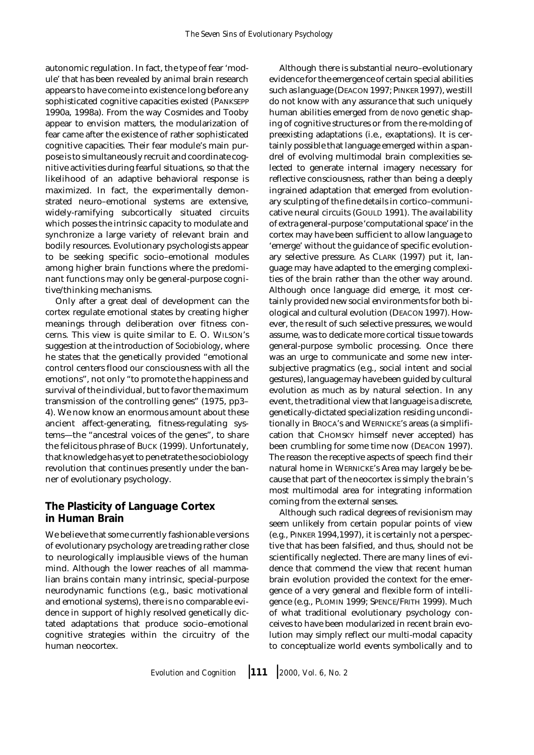autonomic regulation. In fact, the type of fear 'module' that has been revealed by animal brain research appears to have come into existence long before any sophisticated cognitive capacities existed (PANKSEPP 1990a, 1998a). From the way Cosmides and Tooby appear to envision matters, the modularization of fear came after the existence of rather sophisticated cognitive capacities. Their fear module's main purpose is to simultaneously recruit and coordinate cognitive activities during fearful situations, so that the likelihood of an adaptive behavioral response is maximized. In fact, the experimentally demonstrated neuro–emotional systems are extensive, widely-ramifying subcortically situated circuits which posses the intrinsic capacity to modulate and synchronize a large variety of relevant brain and bodily resources. Evolutionary psychologists appear to be seeking specific socio–emotional modules among higher brain functions where the predominant functions may only be general-purpose cognitive/thinking mechanisms.

Only after a great deal of development can the cortex regulate emotional states by creating higher meanings through deliberation over fitness concerns. This view is quite similar to E. O. WILSON's suggestion at the introduction of *Sociobiology*, where he states that the genetically provided "emotional control centers flood our consciousness with all the emotions", not only "to promote the happiness and survival of the individual, but to favor the maximum transmission of the controlling genes" (1975, pp3–4). We now know an enormous amount about these ancient affect-generating, fitness-regulating systems—the "ancestral voices of the genes", to share the felicitous phrase of BUCK (1999). Unfortunately, that knowledge has yet to penetrate the sociobiology revolution that continues presently under the banner of evolutionary psychology.

## The Plasticity of Language Cortex in Human Brain

We believe that some currently fashionable versions of evolutionary psychology are treading rather close to neurologically implausible views of the human mind. Although the lower reaches of all mammalian brains contain many intrinsic, special-purpose neurodynamic functions (e.g., basic motivational and emotional systems), there is no comparable evidence in support of highly resolved genetically dictated adaptations that produce socio–emotional cognitive strategies within the circuitry of the human neocortex.

Although there is substantial neuro–evolutionary evidence for the emergence of certain special abilities such as language (DEACON 1997; PINKER 1997), we still do not know with any assurance that such uniquely human abilities emerged from *de novo* genetic shaping of cognitive structures or from the re-molding of preexisting adaptations (i.e., exaptations). It is certainly possible that language emerged within a spandrel of evolving multimodal brain complexities selected to generate internal imagery necessary for reflective consciousness, rather than being a deeply ingrained adaptation that emerged from evolutionary sculpting of the fine details in cortico–communicative neural circuits (GOULD 1991). The availability of extra general-purpose 'computational space' in the cortex may have been sufficient to allow language to 'emerge' without the guidance of specific evolutionary selective pressure. As CLARK (1997) put it, language may have adapted to the emerging complexities of the brain rather than the other way around. Although once language did emerge, it most certainly provided new social environments for both biological and cultural evolution (DEACON 1997). However, the result of such selective pressures, we would assume, was to dedicate more cortical tissue towards general-purpose symbolic processing. Once there was an urge to communicate and some new intersubjective pragmatics (e.g., social intent and social gestures), language may have been guided by cultural evolution as much as by natural selection. In any event, the traditional view that language is a discrete, genetically-dictated specialization residing unconditionally in BROCA's and WERNICKE's areas (a simplification that CHOMSKY himself never accepted) has been crumbling for some time now (DEACON 1997). The reason the receptive aspects of speech find their natural home in WERNICKE's Area may largely be because that part of the neocortex is simply the brain's most multimodal area for integrating information coming from the external senses.

Although such radical degrees of revisionism may seem unlikely from certain popular points of view (e.g., PINKER 1994,1997), it is certainly not a perspective that has been falsified, and thus, should not be scientifically neglected. There are many lines of evidence that commend the view that recent human brain evolution provided the context for the emergence of a very general and flexible form of intelligence (e.g., PLOMIN 1999; SPENCE/FRITH 1999). Much of what traditional evolutionary psychology conceives to have been modularized in recent brain evolution may simply reflect our multi-modal capacity to conceptualize world events symbolically and to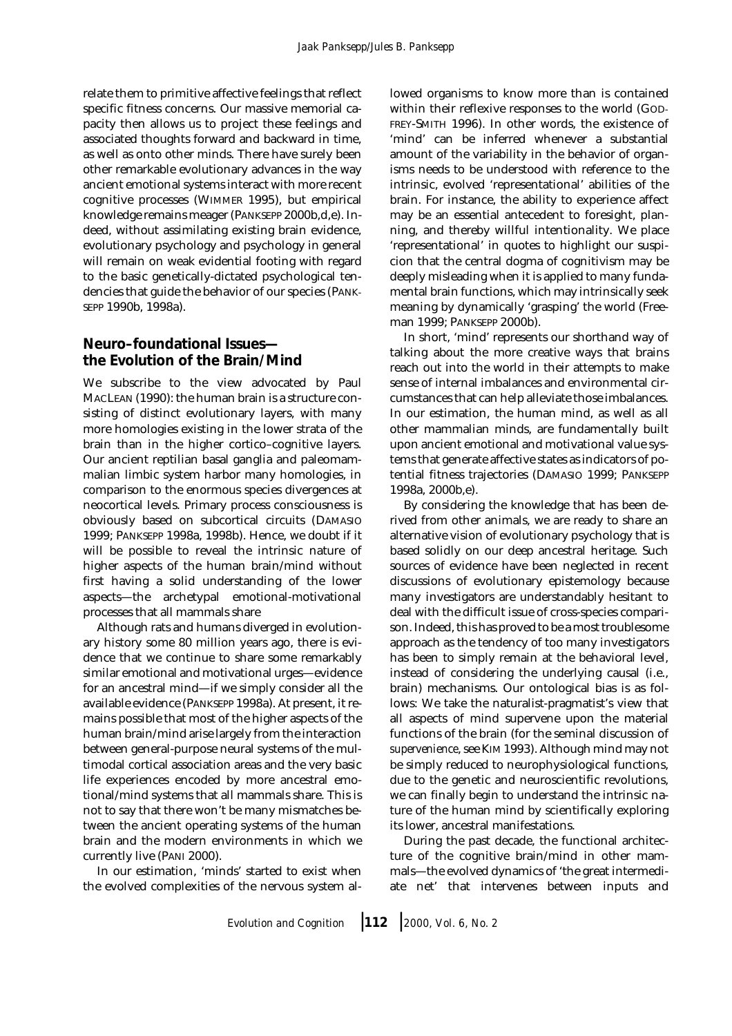relate them to primitive affective feelings that reflect specific fitness concerns. Our massive memorial capacity then allows us to project these feelings and associated thoughts forward and backward in time, as well as onto other minds. There have surely been other remarkable evolutionary advances in the way ancient emotional systems interact with more recent cognitive processes (WIMMER 1995), but empirical knowledge remains meager (PANKSEPP 2000b,d,e). Indeed, without assimilating existing brain evidence, evolutionary psychology and psychology in general will remain on weak evidential footing with regard to the basic genetically-dictated psychological tendencies that guide the behavior of our species (PANKSEPP 1990b, 1998a).

## Neuro-foundational Issues—the Evolution of the Brain/Mind

We subscribe to the view advocated by Paul MACLEAN (1990): the human brain is a structure consisting of distinct evolutionary layers, with many more homologies existing in the lower strata of the brain than in the higher cortico–cognitive layers. Our ancient reptilian basal ganglia and paleomammalian limbic system harbor many homologies, in comparison to the enormous species divergences at neocortical levels. Primary process consciousness is obviously based on subcortical circuits (DAMASIO 1999; PANKSEPP 1998a, 1998b). Hence, we doubt if it will be possible to reveal the intrinsic nature of higher aspects of the human brain/mind without first having a solid understanding of the lower aspects—the archetypal emotional-motivational processes that all mammals share

Although rats and humans diverged in evolutionary history some 80 million years ago, there is evidence that we continue to share some remarkably similar emotional and motivational urges—evidence for an ancestral mind—if we simply consider all the available evidence (PANKSEPP 1998a). At present, it remains possible that most of the higher aspects of the human brain/mind arise largely from the interaction between general-purpose neural systems of the multimodal cortical association areas and the very basic life experiences encoded by more ancestral emotional/mind systems that all mammals share. This is not to say that there won't be many mismatches between the ancient operating systems of the human brain and the modern environments in which we currently live (PANI 2000).

In our estimation, 'minds' started to exist when the evolved complexities of the nervous system allowed organisms to know more than is contained within their reflexive responses to the world (GODFREY-SMITH 1996). In other words, the existence of 'mind' can be inferred whenever a substantial amount of the variability in the behavior of organisms needs to be understood with reference to the intrinsic, evolved 'representational' abilities of the brain. For instance, the ability to experience affect may be an essential antecedent to foresight, planning, and thereby willful intentionality. We place 'representational' in quotes to highlight our suspicion that the central dogma of cognitivism may be deeply misleading when it is applied to many fundamental brain functions, which may intrinsically seek meaning by dynamically 'grasping' the world (Freeman 1999; PANKSEPP 2000b).

In short, 'mind' represents our shorthand way of talking about the more creative ways that brains reach out into the world in their attempts to make sense of internal imbalances and environmental circumstances that can help alleviate those imbalances. In our estimation, the human mind, as well as all other mammalian minds, are fundamentally built upon ancient emotional and motivational value systems that generate affective states as indicators of potential fitness trajectories (DAMASIO 1999; PANKSEPP 1998a, 2000b,e).

By considering the knowledge that has been derived from other animals, we are ready to share an alternative vision of evolutionary psychology that is based solidly on our deep ancestral heritage. Such sources of evidence have been neglected in recent discussions of evolutionary epistemology because many investigators are understandably hesitant to deal with the difficult issue of cross-species comparison. Indeed, this has proved to be a most troublesome approach as the tendency of too many investigators has been to simply remain at the behavioral level, instead of considering the underlying causal (i.e., brain) mechanisms. Our ontological bias is as follows: We take the naturalist-pragmatist's view that all aspects of mind supervene upon the material functions of the brain (for the seminal discussion of *supervenience*, see KIM 1993). Although mind may not be simply reduced to neurophysiological functions, due to the genetic and neuroscientific revolutions, we can finally begin to understand the intrinsic nature of the human mind by scientifically exploring its lower, ancestral manifestations.

During the past decade, the functional architecture of the cognitive brain/mind in other mammals—the evolved dynamics of 'the great intermediate net' that intervenes between inputs and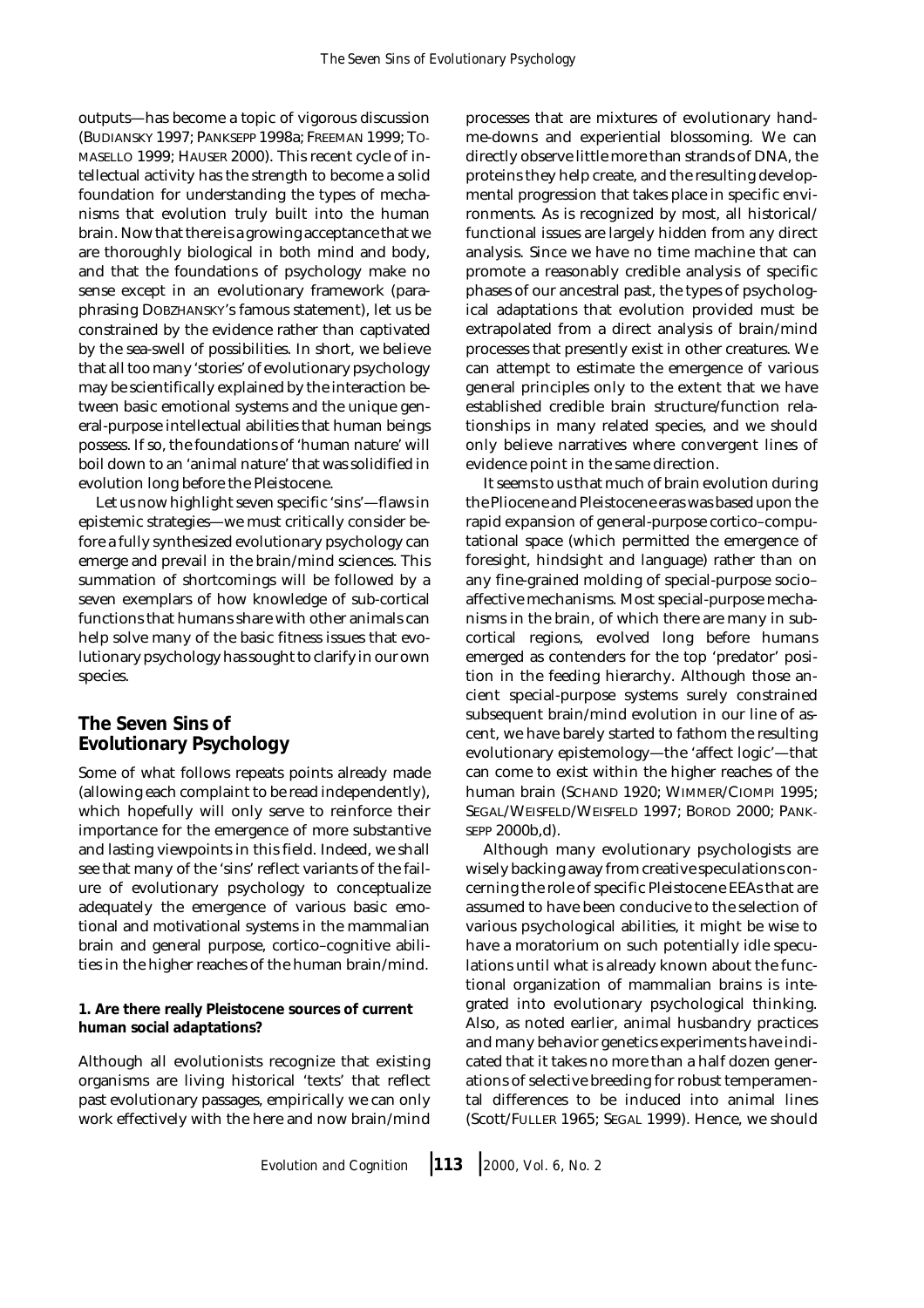outputs—has become a topic of vigorous discussion (BUDIANSKY 1997; PANKSEPP 1998a; FREEMAN 1999; TOMASELLO 1999; HAUSER 2000). This recent cycle of intellectual activity has the strength to become a solid foundation for understanding the types of mechanisms that evolution truly built into the human brain. Now that there is a growing acceptance that we are thoroughly biological in both mind and body, and that the foundations of psychology make no sense except in an evolutionary framework (paraphrasing DOBZHANSKY's famous statement), let us be constrained by the evidence rather than captivated by the sea-swell of possibilities. In short, we believe that all too many 'stories' of evolutionary psychology may be scientifically explained by the interaction between basic emotional systems and the unique general-purpose intellectual abilities that human beings possess. If so, the foundations of 'human nature' will boil down to an 'animal nature' that was solidified in evolution long before the Pleistocene.

Let us now highlight seven specific 'sins'—flaws in epistemic strategies—we must critically consider before a fully synthesized evolutionary psychology can emerge and prevail in the brain/mind sciences. This summation of shortcomings will be followed by a seven exemplars of how knowledge of sub-cortical functions that humans share with other animals can help solve many of the basic fitness issues that evolutionary psychology has sought to clarify in our own species.

## The Seven Sins of Evolutionary Psychology

Some of what follows repeats points already made (allowing each complaint to be read independently), which hopefully will only serve to reinforce their importance for the emergence of more substantive and lasting viewpoints in this field. Indeed, we shall see that many of the 'sins' reflect variants of the failure of evolutionary psychology to conceptualize adequately the emergence of various basic emotional and motivational systems in the mammalian brain and general purpose, cortico–cognitive abilities in the higher reaches of the human brain/mind.

### 1. Are there really Pleistocene sources of current human social adaptations?

Although all evolutionists recognize that existing organisms are living historical 'texts' that reflect past evolutionary passages, empirically we can only work effectively with the here and now brain/mind processes that are mixtures of evolutionary hand-me-downs and experiential blossoming. We can directly observe little more than strands of DNA, the proteins they help create, and the resulting developmental progression that takes place in specific environments. As is recognized by most, all historical/functional issues are largely hidden from any direct analysis. Since we have no time machine that can promote a reasonably credible analysis of specific phases of our ancestral past, the types of psychological adaptations that evolution provided must be extrapolated from a direct analysis of brain/mind processes that presently exist in other creatures. We can attempt to estimate the emergence of various general principles only to the extent that we have established credible brain structure/function relationships in many related species, and we should only believe narratives where convergent lines of evidence point in the same direction.

It seems to us that much of brain evolution during the Pliocene and Pleistocene eras was based upon the rapid expansion of general-purpose cortico–computational space (which permitted the emergence of foresight, hindsight and language) rather than on any fine-grained molding of special-purpose socio–affective mechanisms. Most special-purpose mechanisms in the brain, of which there are many in subcortical regions, evolved long before humans emerged as contenders for the top 'predator' position in the feeding hierarchy. Although those ancient special-purpose systems surely constrained subsequent brain/mind evolution in our line of ascent, we have barely started to fathom the resulting evolutionary epistemology—the 'affect logic'—that can come to exist within the higher reaches of the human brain (SCHAND 1920; WIMMER/CIOMPI 1995; SEGAL/WEISFELD/WEISFELD 1997; BOROD 2000; PANKSEPP 2000b,d).

Although many evolutionary psychologists are wisely backing away from creative speculations concerning the role of specific Pleistocene EEAs that are assumed to have been conducive to the selection of various psychological abilities, it might be wise to have a moratorium on such potentially idle speculations until what is already known about the functional organization of mammalian brains is integrated into evolutionary psychological thinking. Also, as noted earlier, animal husbandry practices and many behavior genetics experiments have indicated that it takes no more than a half dozen generations of selective breeding for robust temperamental differences to be induced into animal lines (Scott/FULLER 1965; SEGAL 1999). Hence, we should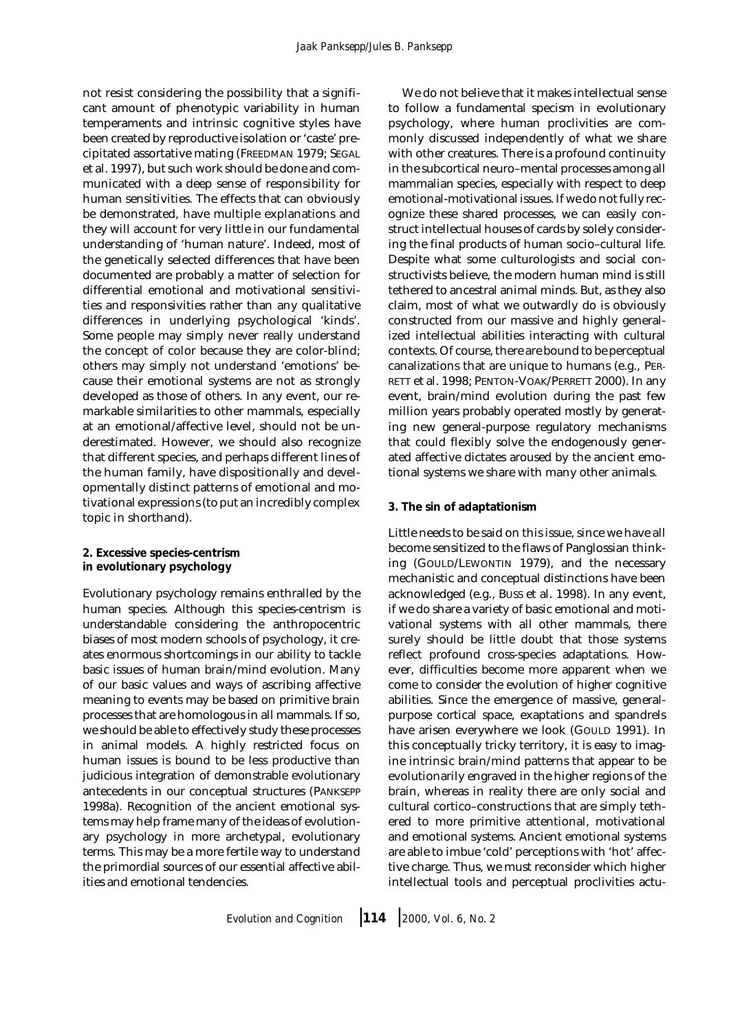not resist considering the possibility that a significant amount of phenotypic variability in human temperaments and intrinsic cognitive styles have been created by reproductive isolation or 'caste' precipitated assortative mating (FREEDMAN 1979; SEGAL et al. 1997), but such work should be done and communicated with a deep sense of responsibility for human sensitivities. The effects that can obviously be demonstrated, have multiple explanations and they will account for very little in our fundamental understanding of 'human nature'. Indeed, most of the genetically selected differences that have been documented are probably a matter of selection for differential emotional and motivational sensitivities and responsivities rather than any qualitative differences in underlying psychological 'kinds'. Some people may simply never really understand the concept of color because they are color-blind; others may simply not understand 'emotions' because their emotional systems are not as strongly developed as those of others. In any event, our remarkable similarities to other mammals, especially at an emotional/affective level, should not be underestimated. However, we should also recognize that different species, and perhaps different lines of the human family, have dispositionally and developmentally distinct patterns of emotional and motivational expressions (to put an incredibly complex topic in shorthand).

**2. Excessive species-centrism in evolutionary psychology**

Evolutionary psychology remains enthralled by the human species. Although this species-centrism is understandable considering the anthropocentric biases of most modern schools of psychology, it creates enormous shortcomings in our ability to tackle basic issues of human brain/mind evolution. Many of our basic values and ways of ascribing affective meaning to events may be based on primitive brain processes that are homologous in all mammals. If so, we should be able to effectively study these processes in animal models. A highly restricted focus on human issues is bound to be less productive than judicious integration of demonstrable evolutionary antecedents in our conceptual structures (PANKSEPP 1998a). Recognition of the ancient emotional systems may help frame many of the ideas of evolutionary psychology in more archetypal, evolutionary terms. This may be a more fertile way to understand the primordial sources of our essential affective abilities and emotional tendencies.

We do not believe that it makes intellectual sense to follow a fundamental specism in evolutionary psychology, where human proclivities are commonly discussed independently of what we share with other creatures. There is a profound continuity in the subcortical neuro–mental processes among all mammalian species, especially with respect to deep emotional-motivational issues. If we do not fully recognize these shared processes, we can easily construct intellectual houses of cards by solely considering the final products of human socio–cultural life. Despite what some culturologists and social constructivists believe, the modern human mind is still tethered to ancestral animal minds. But, as they also claim, most of what we outwardly do is obviously constructed from our massive and highly generalized intellectual abilities interacting with cultural contexts. Of course, there are bound to be perceptual canalizations that are unique to humans (e.g., PERRETT et al. 1998; PENTON-VOAK/PERRETT 2000). In any event, brain/mind evolution during the past few million years probably operated mostly by generating new general-purpose regulatory mechanisms that could flexibly solve the endogenously generated affective dictates aroused by the ancient emotional systems we share with many other animals.

**3. The sin of adaptationism**

Little needs to be said on this issue, since we have all become sensitized to the flaws of Panglossian thinking (GOULD/LEWONTIN 1979), and the necessary mechanistic and conceptual distinctions have been acknowledged (e.g., BUSS et al. 1998). In any event, if we do share a variety of basic emotional and motivational systems with all other mammals, there surely should be little doubt that those systems reflect profound cross-species adaptations. However, difficulties become more apparent when we come to consider the evolution of higher cognitive abilities. Since the emergence of massive, general-purpose cortical space, exaptations and spandrels have arisen everywhere we look (GOULD 1991). In this conceptually tricky territory, it is easy to imagine intrinsic brain/mind patterns that appear to be evolutionarily engraved in the higher regions of the brain, whereas in reality there are only social and cultural cortico–constructions that are simply tethered to more primitive attentional, motivational and emotional systems. Ancient emotional systems are able to imbue 'cold' perceptions with 'hot' affective charge. Thus, we must reconsider which higher intellectual tools and perceptual proclivities actu-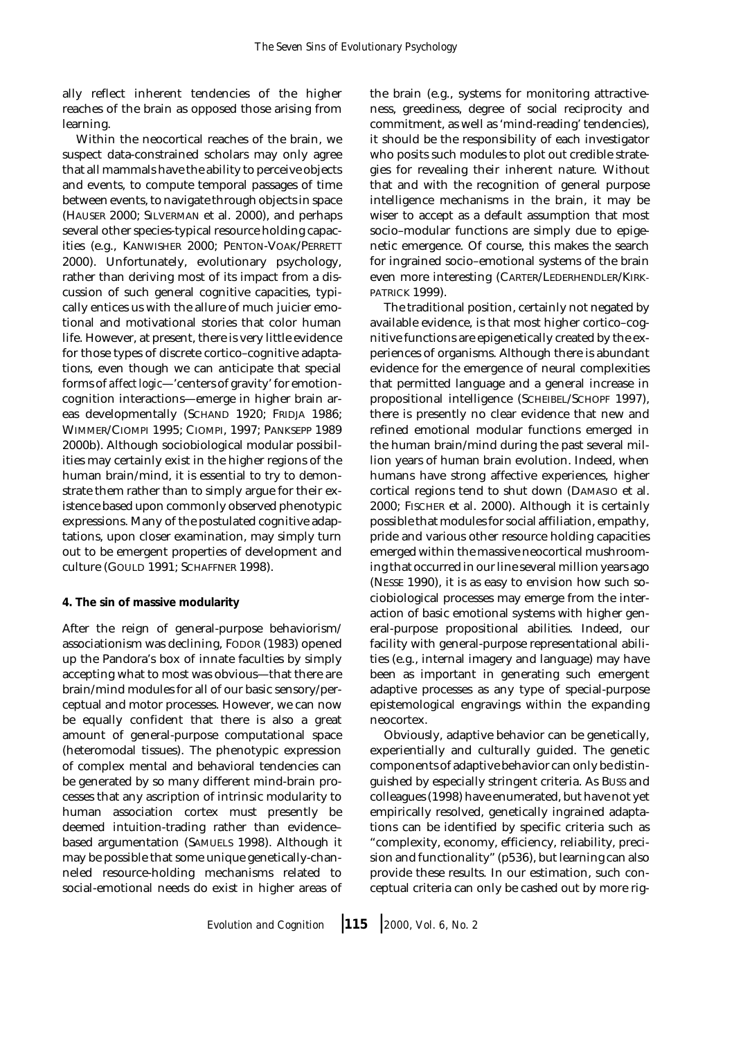ally reflect inherent tendencies of the higher reaches of the brain as opposed those arising from learning.

Within the neocortical reaches of the brain, we suspect data-constrained scholars may only agree that all mammals have the ability to perceive objects and events, to compute temporal passages of time between events, to navigate through objects in space (HAUSER 2000; SILVERMAN et al. 2000), and perhaps several other species-typical resource holding capacities (e.g., KANWISHER 2000; PENTON-VOAK/PERRETT 2000). Unfortunately, evolutionary psychology, rather than deriving most of its impact from a discussion of such general cognitive capacities, typically entices us with the allure of much juicier emotional and motivational stories that color human life. However, at present, there is very little evidence for those types of discrete cortico–cognitive adaptations, even though we can anticipate that special forms of *affect logic*—'centers of gravity' for emotion-cognition interactions—emerge in higher brain areas developmentally (SCHAND 1920; FRIDJA 1986; WIMMER/CIOMPI 1995; CIOMPI, 1997; PANKSEPP 1989 2000b). Although sociobiological modular possibilities may certainly exist in the higher regions of the human brain/mind, it is essential to try to demonstrate them rather than to simply argue for their existence based upon commonly observed phenotypic expressions. Many of the postulated cognitive adaptations, upon closer examination, may simply turn out to be emergent properties of development and culture (GOULD 1991; SCHAFFNER 1998).

**4. The sin of massive modularity**

After the reign of general-purpose behaviorism/associationism was declining, FODOR (1983) opened up the Pandora's box of innate faculties by simply accepting what to most was obvious—that there are brain/mind modules for all of our basic sensory/perceptual and motor processes. However, we can now be equally confident that there is also a great amount of general-purpose computational space (heteromodal tissues). The phenotypic expression of complex mental and behavioral tendencies can be generated by so many different mind-brain processes that any ascription of intrinsic modularity to human association cortex must presently be deemed intuition-trading rather than evidence–based argumentation (SAMUELS 1998). Although it may be possible that some unique genetically-channeled resource-holding mechanisms related to social-emotional needs do exist in higher areas of the brain (e.g., systems for monitoring attractiveness, greediness, degree of social reciprocity and commitment, as well as 'mind-reading' tendencies), it should be the responsibility of each investigator who posits such modules to plot out credible strategies for revealing their inherent nature. Without that and with the recognition of general purpose intelligence mechanisms in the brain, it may be wiser to accept as a default assumption that most socio–modular functions are simply due to epigenetic emergence. Of course, this makes the search for ingrained socio–emotional systems of the brain even more interesting (CARTER/LEDERHENDLER/KIRKPATRICK 1999).

The traditional position, certainly not negated by available evidence, is that most higher cortico–cognitive functions are epigenetically created by the experiences of organisms. Although there is abundant evidence for the emergence of neural complexities that permitted language and a general increase in propositional intelligence (SCHEIBEL/SCHOPF 1997), there is presently no clear evidence that new and refined emotional modular functions emerged in the human brain/mind during the past several million years of human brain evolution. Indeed, when humans have strong affective experiences, higher cortical regions tend to shut down (DAMASIO et al. 2000; FISCHER et al. 2000). Although it is certainly possible that modules for social affiliation, empathy, pride and various other resource holding capacities emerged within the massive neocortical mushrooming that occurred in our line several million years ago (NESSE 1990), it is as easy to envision how such sociobiological processes may emerge from the interaction of basic emotional systems with higher general-purpose propositional abilities. Indeed, our facility with general-purpose representational abilities (e.g., internal imagery and language) may have been as important in generating such emergent adaptive processes as any type of special-purpose epistemological engravings within the expanding neocortex.

Obviously, adaptive behavior can be genetically, experientially and culturally guided. The genetic components of adaptive behavior can only be distinguished by especially stringent criteria. As BUSS and colleagues (1998) have enumerated, but have not yet empirically resolved, genetically ingrained adaptations can be identified by specific criteria such as "complexity, economy, efficiency, reliability, precision and functionality" (p536), but learning can also provide these results. In our estimation, such conceptual criteria can only be cashed out by more rig-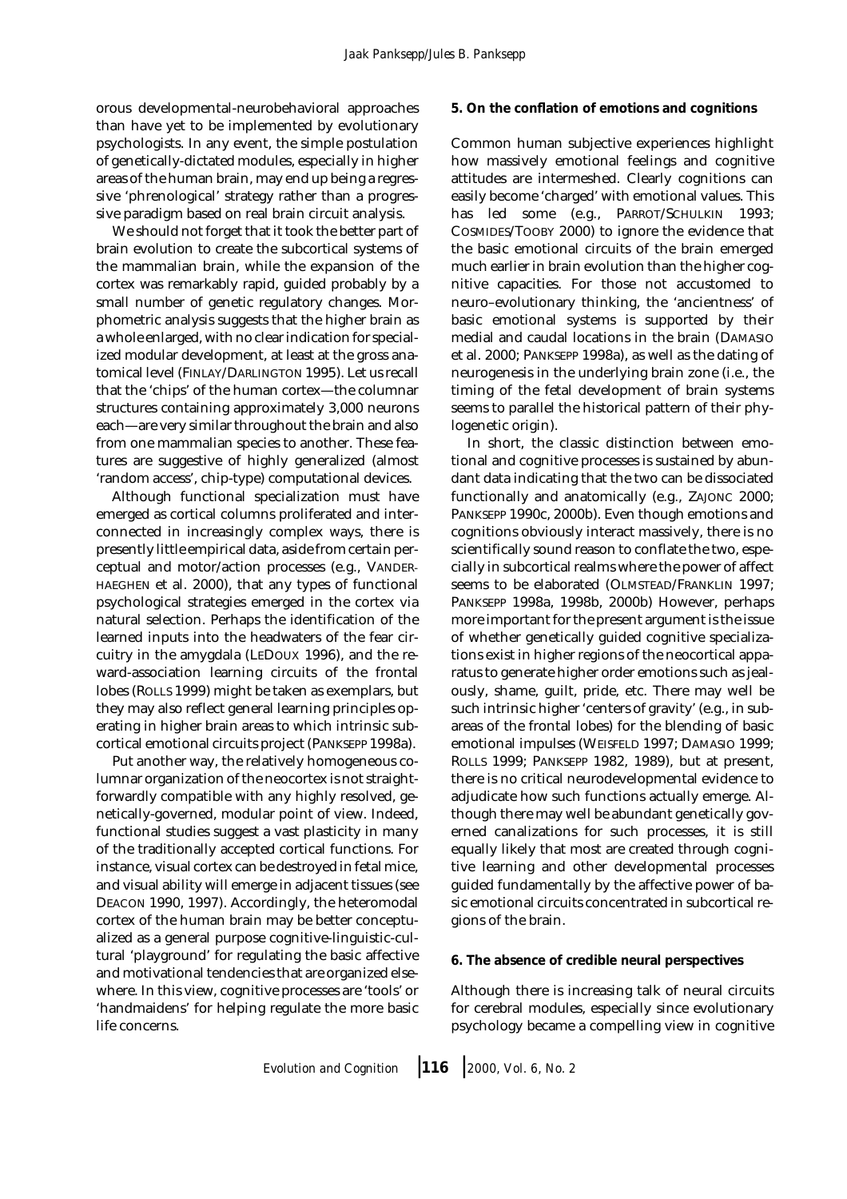orous developmental-neurobehavioral approaches than have yet to be implemented by evolutionary psychologists. In any event, the simple postulation of genetically-dictated modules, especially in higher areas of the human brain, may end up being a regressive 'phrenological' strategy rather than a progressive paradigm based on real brain circuit analysis.

We should not forget that it took the better part of brain evolution to create the subcortical systems of the mammalian brain, while the expansion of the cortex was remarkably rapid, guided probably by a small number of genetic regulatory changes. Morphometric analysis suggests that the higher brain as a whole enlarged, with no clear indication for specialized modular development, at least at the gross anatomical level (FINLAY/DARLINGTON 1995). Let us recall that the 'chips' of the human cortex—the columnar structures containing approximately 3,000 neurons each—are very similar throughout the brain and also from one mammalian species to another. These features are suggestive of highly generalized (almost 'random access', chip-type) computational devices.

Although functional specialization must have emerged as cortical columns proliferated and interconnected in increasingly complex ways, there is presently little empirical data, aside from certain perceptual and motor/action processes (e.g., VANDERHAEGHEN et al. 2000), that any types of functional psychological strategies emerged in the cortex via natural selection. Perhaps the identification of the learned inputs into the headwaters of the fear circuitry in the amygdala (LEDOUX 1996), and the reward-association learning circuits of the frontal lobes (ROLLS 1999) might be taken as exemplars, but they may also reflect general learning principles operating in higher brain areas to which intrinsic subcortical emotional circuits project (PANKSEPP 1998a).

Put another way, the relatively homogeneous columnar organization of the neocortex is not straightforwardly compatible with any highly resolved, genetically-governed, modular point of view. Indeed, functional studies suggest a vast plasticity in many of the traditionally accepted cortical functions. For instance, visual cortex can be destroyed in fetal mice, and visual ability will emerge in adjacent tissues (see DEACON 1990, 1997). Accordingly, the heteromodal cortex of the human brain may be better conceptualized as a general purpose cognitive-linguistic-cultural 'playground' for regulating the basic affective and motivational tendencies that are organized elsewhere. In this view, cognitive processes are 'tools' or 'handmaidens' for helping regulate the more basic life concerns.

**5. On the conflation of emotions and cognitions**

Common human subjective experiences highlight how massively emotional feelings and cognitive attitudes are intermeshed. Clearly cognitions can easily become 'charged' with emotional values. This has led some (e.g., PARROT/SCHULKIN 1993; COSMIDES/TOOBY 2000) to ignore the evidence that the basic emotional circuits of the brain emerged much earlier in brain evolution than the higher cognitive capacities. For those not accustomed to neuro–evolutionary thinking, the 'ancientness' of basic emotional systems is supported by their medial and caudal locations in the brain (DAMASIO et al. 2000; PANKSEPP 1998a), as well as the dating of neurogenesis in the underlying brain zone (i.e., the timing of the fetal development of brain systems seems to parallel the historical pattern of their phylogenetic origin).

In short, the classic distinction between emotional and cognitive processes is sustained by abundant data indicating that the two can be dissociated functionally and anatomically (e.g., ZAJONC 2000; PANKSEPP 1990c, 2000b). Even though emotions and cognitions obviously interact massively, there is no scientifically sound reason to conflate the two, especially in subcortical realms where the power of affect seems to be elaborated (OLMSTEAD/FRANKLIN 1997; PANKSEPP 1998a, 1998b, 2000b) However, perhaps more important for the present argument is the issue of whether genetically guided cognitive specializations exist in higher regions of the neocortical apparatus to generate higher order emotions such as jealously, shame, guilt, pride, etc. There may well be such intrinsic higher 'centers of gravity' (e.g., in subareas of the frontal lobes) for the blending of basic emotional impulses (WEISFELD 1997; DAMASIO 1999; ROLLS 1999; PANKSEPP 1982, 1989), but at present, there is no critical neurodevelopmental evidence to adjudicate how such functions actually emerge. Although there may well be abundant genetically governed canalizations for such processes, it is still equally likely that most are created through cognitive learning and other developmental processes guided fundamentally by the affective power of basic emotional circuits concentrated in subcortical regions of the brain.

**6. The absence of credible neural perspectives**

Although there is increasing talk of neural circuits for cerebral modules, especially since evolutionary psychology became a compelling view in cognitive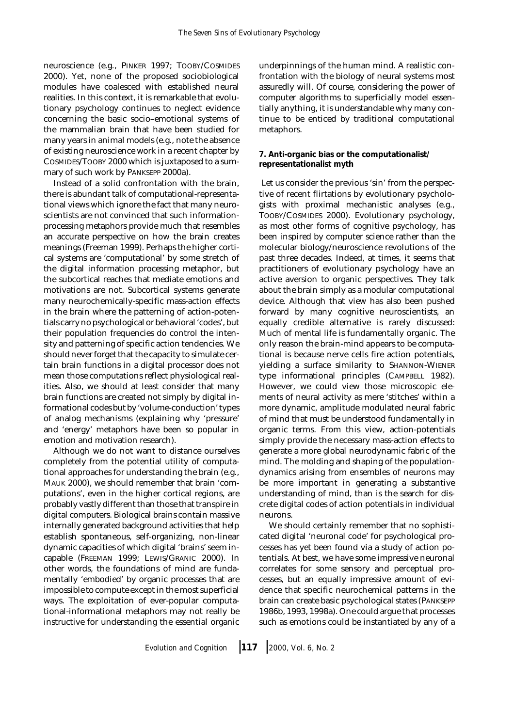neuroscience (e.g., PINKER 1997; TOOBY/COSMIDES 2000). Yet, none of the proposed sociobiological modules have coalesced with established neural realities. In this context, it is remarkable that evolutionary psychology continues to neglect evidence concerning the basic socio–emotional systems of the mammalian brain that have been studied for many years in animal models (e.g., note the absence of existing neuroscience work in a recent chapter by COSMIDES/TOOBY 2000 which is juxtaposed to a summary of such work by PANKSEPP 2000a).

Instead of a solid confrontation with the brain, there is abundant talk of computational-representational views which ignore the fact that many neuroscientists are not convinced that such information-processing metaphors provide much that resembles an accurate perspective on how the brain creates meanings (Freeman 1999). Perhaps the higher cortical systems are 'computational' by some stretch of the digital information processing metaphor, but the subcortical reaches that mediate emotions and motivations are not. Subcortical systems generate many neurochemically-specific mass-action effects in the brain where the patterning of action-potentials carry no psychological or behavioral 'codes', but their population frequencies do control the intensity and patterning of specific action tendencies. We should never forget that the capacity to simulate certain brain functions in a digital processor does not mean those computations reflect physiological realities. Also, we should at least consider that many brain functions are created not simply by digital informational codes but by 'volume-conduction' types of analog mechanisms (explaining why 'pressure' and 'energy' metaphors have been so popular in emotion and motivation research).

Although we do not want to distance ourselves completely from the potential utility of computational approaches for understanding the brain (e.g., MAUK 2000), we should remember that brain 'computations', even in the higher cortical regions, are probably vastly different than those that transpire in digital computers. Biological brains contain massive internally generated background activities that help establish spontaneous, self-organizing, non-linear dynamic capacities of which digital 'brains' seem incapable (FREEMAN 1999; LEWIS/GRANIC 2000). In other words, the foundations of mind are fundamentally 'embodied' by organic processes that are impossible to compute except in the most superficial ways. The exploitation of ever-popular computational-informational metaphors may not really be instructive for understanding the essential organic underpinnings of the human mind. A realistic confrontation with the biology of neural systems most assuredly will. Of course, considering the power of computer algorithms to superficially model essentially anything, it is understandable why many continue to be enticed by traditional computational metaphors.

**7. Anti-organic bias or the computationalist/ representationalist myth**

Let us consider the previous 'sin' from the perspective of recent flirtations by evolutionary psychologists with proximal mechanistic analyses (e.g., TOOBY/COSMIDES 2000). Evolutionary psychology, as most other forms of cognitive psychology, has been inspired by computer science rather than the molecular biology/neuroscience revolutions of the past three decades. Indeed, at times, it seems that practitioners of evolutionary psychology have an active aversion to organic perspectives. They talk about the brain simply as a modular computational device. Although that view has also been pushed forward by many cognitive neuroscientists, an equally credible alternative is rarely discussed: Much of mental life is fundamentally organic. The only reason the brain-mind appears to be computational is because nerve cells fire action potentials, yielding a surface similarity to SHANNON-WIENER type informational principles (CAMPBELL 1982). However, we could view those microscopic elements of neural activity as mere 'stitches' within a more dynamic, amplitude modulated neural fabric of mind that must be understood fundamentally in organic terms. From this view, action-potentials simply provide the necessary mass-action effects to generate a more global neurodynamic fabric of the mind. The molding and shaping of the population-dynamics arising from ensembles of neurons may be more important in generating a substantive understanding of mind, than is the search for discrete digital codes of action potentials in individual neurons.

We should certainly remember that no sophisticated digital 'neuronal code' for psychological processes has yet been found via a study of action potentials. At best, we have some impressive neuronal correlates for some sensory and perceptual processes, but an equally impressive amount of evidence that specific neurochemical patterns in the brain can create basic psychological states (PANKSEPP 1986b, 1993, 1998a). One could argue that processes such as emotions could be instantiated by any of a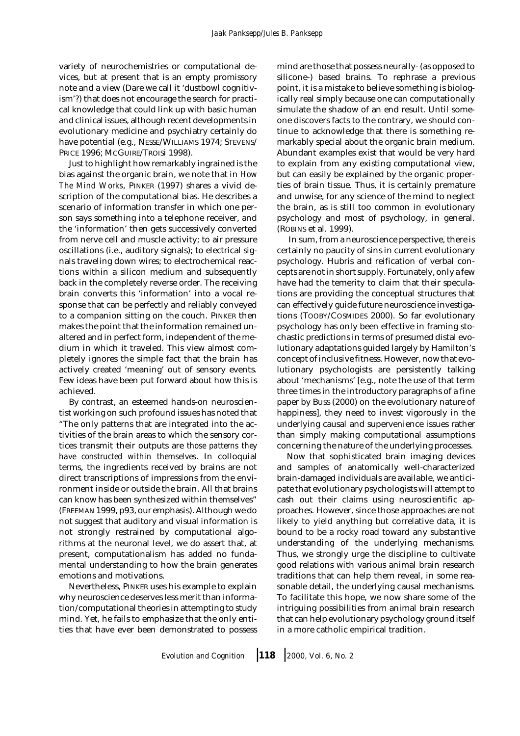variety of neurochemistries or computational devices, but at present that is an empty promissory note and a view (Dare we call it 'dustbowl cognitivism'?) that does not encourage the search for practical knowledge that could link up with basic human and clinical issues, although recent developments in evolutionary medicine and psychiatry certainly do have potential (e.g., NESSE/WILLIAMS 1974; STEVENS/PRICE 1996; MCGUIRE/TROISI 1998).

Just to highlight how remarkably ingrained is the bias against the organic brain, we note that in *How The Mind Works*, PINKER (1997) shares a vivid description of the computational bias. He describes a scenario of information transfer in which one person says something into a telephone receiver, and the 'information' then gets successively converted from nerve cell and muscle activity; to air pressure oscillations (i.e., auditory signals); to electrical signals traveling down wires; to electrochemical reactions within a silicon medium and subsequently back in the completely reverse order. The receiving brain converts this 'information' into a vocal response that can be perfectly and reliably conveyed to a companion sitting on the couch. PINKER then makes the point that the information remained unaltered and in perfect form, independent of the medium in which it traveled. This view almost completely ignores the simple fact that the brain has actively created 'meaning' out of sensory events. Few ideas have been put forward about how this is achieved.

By contrast, an esteemed hands-on neuroscientist working on such profound issues has noted that "The only patterns that are integrated into the activities of the brain areas to which the sensory cortices transmit their outputs are *those patterns they have constructed within themselves*. In colloquial terms, the ingredients received by brains are not direct transcriptions of impressions from the environment inside or outside the brain. All that brains can know has been synthesized within themselves" (FREEMAN 1999, p93, our emphasis). Although we do not suggest that auditory and visual information is not strongly restrained by computational algorithms at the neuronal level, we do assert that, at present, computationalism has added no fundamental understanding to how the brain generates emotions and motivations.

Nevertheless, PINKER uses his example to explain why neuroscience deserves less merit than information/computational theories in attempting to study mind. Yet, he fails to emphasize that the only entities that have ever been demonstrated to possess mind are those that possess neurally- (as opposed to silicone-) based brains. To rephrase a previous point, it is a mistake to believe something is biologically real simply because one can computationally simulate the shadow of an end result. Until someone discovers facts to the contrary, we should continue to acknowledge that there is something remarkably special about the organic brain medium. Abundant examples exist that would be very hard to explain from any existing computational view, but can easily be explained by the organic properties of brain tissue. Thus, it is certainly premature and unwise, for any science of the mind to neglect the brain, as is still too common in evolutionary psychology and most of psychology, in general. (ROBINS et al. 1999).

In sum, from a neuroscience perspective, there is certainly no paucity of sins in current evolutionary psychology. Hubris and reification of verbal concepts are not in short supply. Fortunately, only a few have had the temerity to claim that their speculations are providing the conceptual structures that can effectively guide future neuroscience investigations (TOOBY/COSMIDES 2000). So far evolutionary psychology has only been effective in framing stochastic predictions in terms of presumed distal evolutionary adaptations guided largely by Hamilton's concept of inclusive fitness. However, now that evolutionary psychologists are persistently talking about 'mechanisms' [e.g., note the use of that term three times in the introductory paragraphs of a fine paper by BUSS (2000) on the evolutionary nature of happiness], they need to invest vigorously in the underlying causal and supervenience issues rather than simply making computational assumptions concerning the nature of the underlying processes.

Now that sophisticated brain imaging devices and samples of anatomically well-characterized brain-damaged individuals are available, we anticipate that evolutionary psychologists will attempt to cash out their claims using neuroscientific approaches. However, since those approaches are not likely to yield anything but correlative data, it is bound to be a rocky road toward any substantive understanding of the underlying mechanisms. Thus, we strongly urge the discipline to cultivate good relations with various animal brain research traditions that can help them reveal, in some reasonable detail, the underlying causal mechanisms. To facilitate this hope, we now share some of the intriguing possibilities from animal brain research that can help evolutionary psychology ground itself in a more catholic empirical tradition.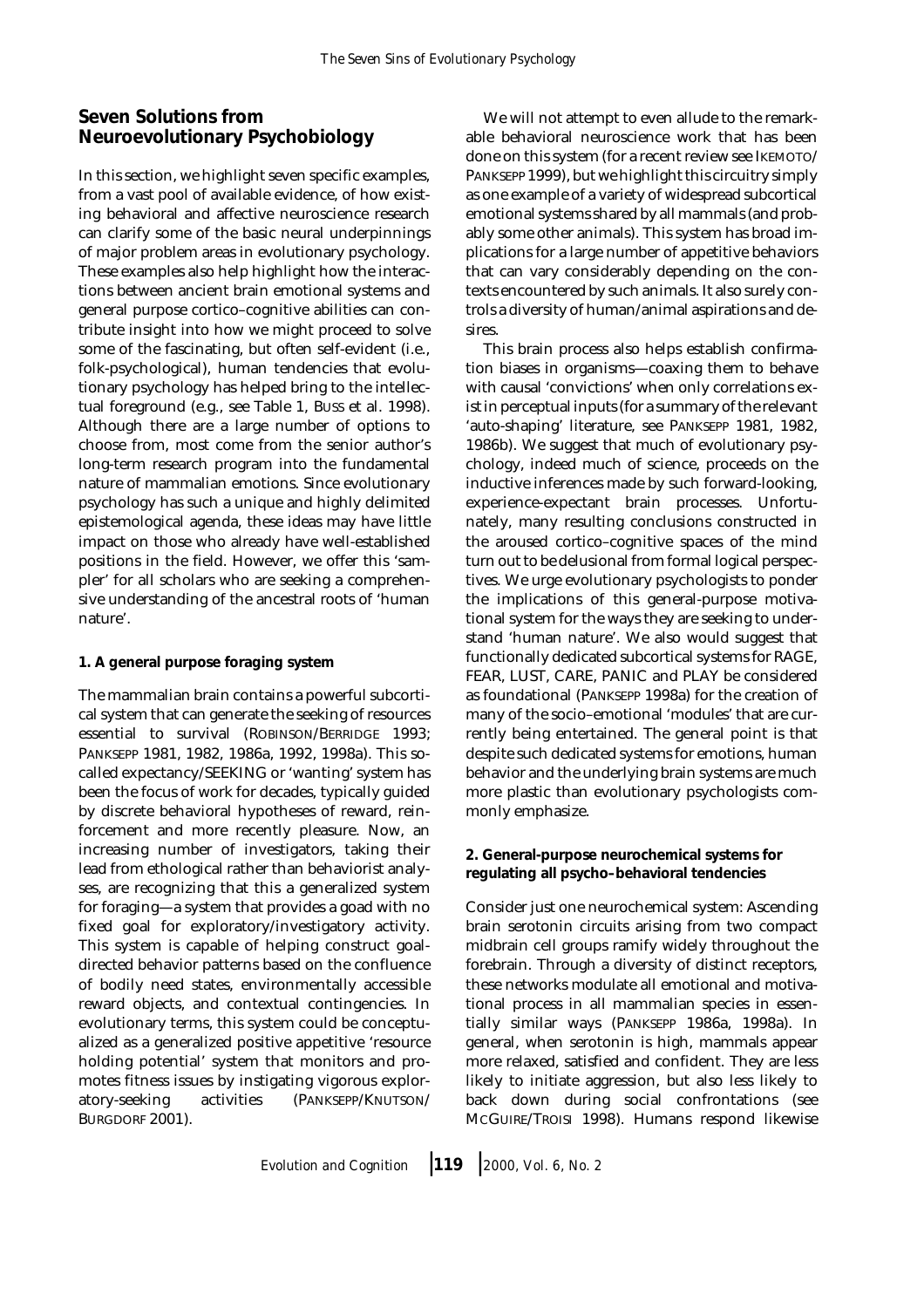## Seven Solutions from Neuroevolutionary Psychobiology

In this section, we highlight seven specific examples, from a vast pool of available evidence, of how existing behavioral and affective neuroscience research can clarify some of the basic neural underpinnings of major problem areas in evolutionary psychology. These examples also help highlight how the interactions between ancient brain emotional systems and general purpose cortico–cognitive abilities can contribute insight into how we might proceed to solve some of the fascinating, but often self-evident (i.e., folk-psychological), human tendencies that evolutionary psychology has helped bring to the intellectual foreground (e.g., see Table 1, BUSS et al. 1998). Although there are a large number of options to choose from, most come from the senior author's long-term research program into the fundamental nature of mammalian emotions. Since evolutionary psychology has such a unique and highly delimited epistemological agenda, these ideas may have little impact on those who already have well-established positions in the field. However, we offer this 'sampler' for all scholars who are seeking a comprehensive understanding of the ancestral roots of 'human nature'.

### 1. A general purpose foraging system

The mammalian brain contains a powerful subcortical system that can generate the seeking of resources essential to survival (ROBINSON/BERRIDGE 1993; PANKSEPP 1981, 1982, 1986a, 1992, 1998a). This so-called expectancy/SEEKING or 'wanting' system has been the focus of work for decades, typically guided by discrete behavioral hypotheses of reward, reinforcement and more recently pleasure. Now, an increasing number of investigators, taking their lead from ethological rather than behaviorist analyses, are recognizing that this a generalized system for foraging—a system that provides a goad with no fixed goal for exploratory/investigatory activity. This system is capable of helping construct goal-directed behavior patterns based on the confluence of bodily need states, environmentally accessible reward objects, and contextual contingencies. In evolutionary terms, this system could be conceptualized as a generalized positive appetitive 'resource holding potential' system that monitors and promotes fitness issues by instigating vigorous exploratory-seeking activities (PANKSEPP/KNUTSON/BURGDORF 2001).

We will not attempt to even allude to the remarkable behavioral neuroscience work that has been done on this system (for a recent review see IKEMOTO/PANKSEPP 1999), but we highlight this circuitry simply as one example of a variety of widespread subcortical emotional systems shared by all mammals (and probably some other animals). This system has broad implications for a large number of appetitive behaviors that can vary considerably depending on the contexts encountered by such animals. It also surely controls a diversity of human/animal aspirations and desires.

This brain process also helps establish confirmation biases in organisms—coaxing them to behave with causal 'convictions' when only correlations exist in perceptual inputs (for a summary of the relevant 'auto-shaping' literature, see PANKSEPP 1981, 1982, 1986b). We suggest that much of evolutionary psychology, indeed much of science, proceeds on the inductive inferences made by such forward-looking, experience-expectant brain processes. Unfortunately, many resulting conclusions constructed in the aroused cortico–cognitive spaces of the mind turn out to be delusional from formal logical perspectives. We urge evolutionary psychologists to ponder the implications of this general-purpose motivational system for the ways they are seeking to understand 'human nature'. We also would suggest that functionally dedicated subcortical systems for RAGE, FEAR, LUST, CARE, PANIC and PLAY be considered as foundational (PANKSEPP 1998a) for the creation of many of the socio–emotional 'modules' that are currently being entertained. The general point is that despite such dedicated systems for emotions, human behavior and the underlying brain systems are much more plastic than evolutionary psychologists commonly emphasize.

### 2. General-purpose neurochemical systems for regulating all psycho–behavioral tendencies

Consider just one neurochemical system: Ascending brain serotonin circuits arising from two compact midbrain cell groups ramify widely throughout the forebrain. Through a diversity of distinct receptors, these networks modulate all emotional and motivational process in all mammalian species in essentially similar ways (PANKSEPP 1986a, 1998a). In general, when serotonin is high, mammals appear more relaxed, satisfied and confident. They are less likely to initiate aggression, but also less likely to back down during social confrontations (see MCGUIRE/TROISI 1998). Humans respond likewise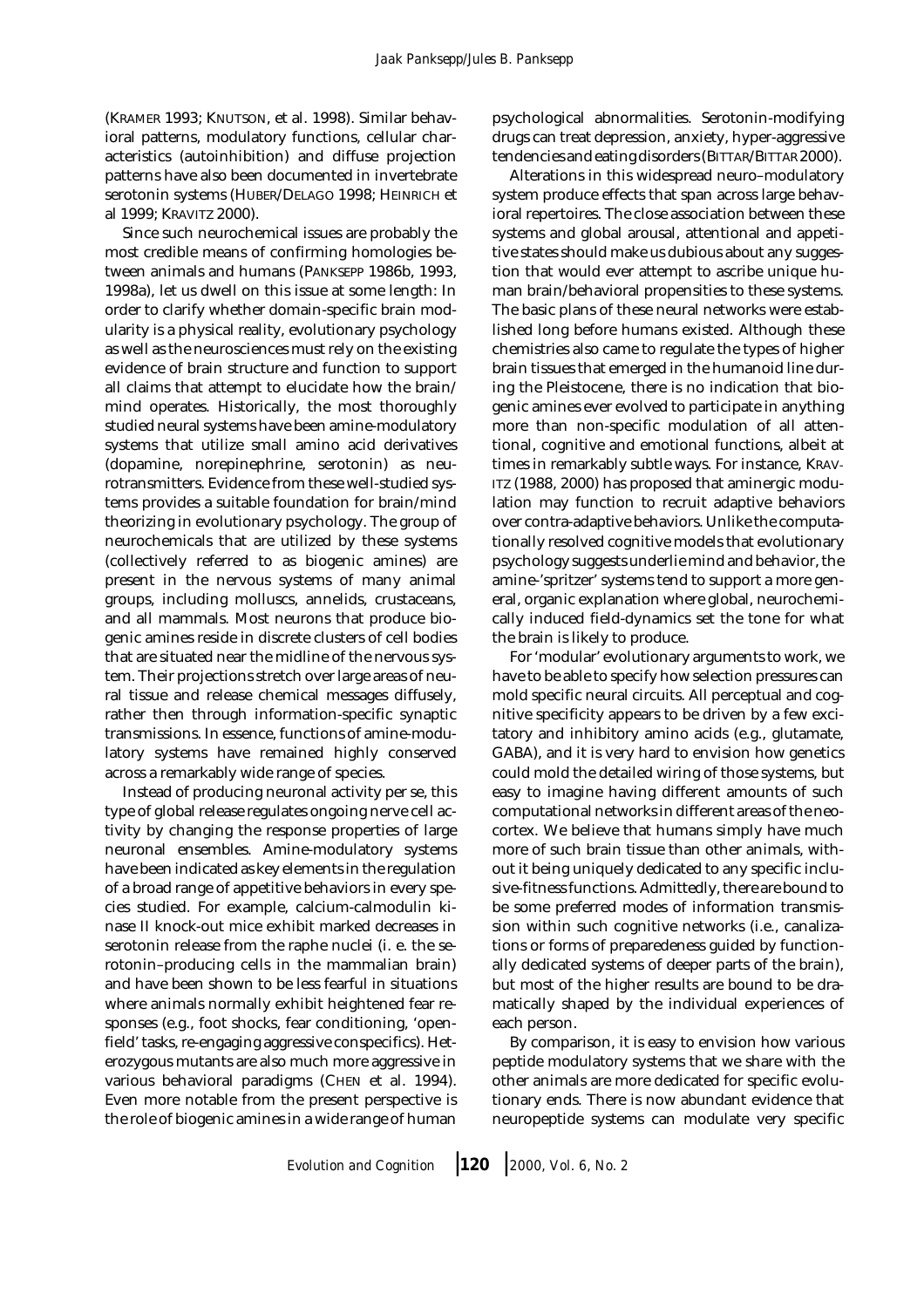(KRAMER 1993; KNUTSON, et al. 1998). Similar behavioral patterns, modulatory functions, cellular characteristics (autoinhibition) and diffuse projection patterns have also been documented in invertebrate serotonin systems (HUBER/DELAGO 1998; HEINRICH et al 1999; KRAVITZ 2000).

Since such neurochemical issues are probably the most credible means of confirming homologies between animals and humans (PANKSEPP 1986b, 1993, 1998a), let us dwell on this issue at some length: In order to clarify whether domain-specific brain modularity is a physical reality, evolutionary psychology as well as the neurosciences must rely on the existing evidence of brain structure and function to support all claims that attempt to elucidate how the brain/mind operates. Historically, the most thoroughly studied neural systems have been amine-modulatory systems that utilize small amino acid derivatives (dopamine, norepinephrine, serotonin) as neurotransmitters. Evidence from these well-studied systems provides a suitable foundation for brain/mind theorizing in evolutionary psychology. The group of neurochemicals that are utilized by these systems (collectively referred to as biogenic amines) are present in the nervous systems of many animal groups, including molluscs, annelids, crustaceans, and all mammals. Most neurons that produce biogenic amines reside in discrete clusters of cell bodies that are situated near the midline of the nervous system. Their projections stretch over large areas of neural tissue and release chemical messages diffusely, rather then through information-specific synaptic transmissions. In essence, functions of amine-modulatory systems have remained highly conserved across a remarkably wide range of species.

Instead of producing neuronal activity per se, this type of global release regulates ongoing nerve cell activity by changing the response properties of large neuronal ensembles. Amine-modulatory systems have been indicated as key elements in the regulation of a broad range of appetitive behaviors in every species studied. For example, calcium-calmodulin kinase II knock-out mice exhibit marked decreases in serotonin release from the raphe nuclei (i. e. the serotonin–producing cells in the mammalian brain) and have been shown to be less fearful in situations where animals normally exhibit heightened fear responses (e.g., foot shocks, fear conditioning, 'open-field' tasks, re-engaging aggressive conspecifics). Heterozygous mutants are also much more aggressive in various behavioral paradigms (CHEN et al. 1994). Even more notable from the present perspective is the role of biogenic amines in a wide range of human psychological abnormalities. Serotonin-modifying drugs can treat depression, anxiety, hyper-aggressive tendencies and eating disorders (BITTAR/BITTAR 2000).

Alterations in this widespread neuro–modulatory system produce effects that span across large behavioral repertoires. The close association between these systems and global arousal, attentional and appetitive states should make us dubious about any suggestion that would ever attempt to ascribe unique human brain/behavioral propensities to these systems. The basic plans of these neural networks were established long before humans existed. Although these chemistries also came to regulate the types of higher brain tissues that emerged in the humanoid line during the Pleistocene, there is no indication that biogenic amines ever evolved to participate in anything more than non-specific modulation of all attentional, cognitive and emotional functions, albeit at times in remarkably subtle ways. For instance, KRAVITZ (1988, 2000) has proposed that aminergic modulation may function to recruit adaptive behaviors over contra-adaptive behaviors. Unlike the computationally resolved cognitive models that evolutionary psychology suggests underlie mind and behavior, the amine-'spritzer' systems tend to support a more general, organic explanation where global, neurochemically induced field-dynamics set the tone for what the brain is likely to produce.

For 'modular' evolutionary arguments to work, we have to be able to specify how selection pressures can mold specific neural circuits. All perceptual and cognitive specificity appears to be driven by a few excitatory and inhibitory amino acids (e.g., glutamate, GABA), and it is very hard to envision how genetics could mold the detailed wiring of those systems, but easy to imagine having different amounts of such computational networks in different areas of the neocortex. We believe that humans simply have much more of such brain tissue than other animals, without it being uniquely dedicated to any specific inclusive-fitness functions. Admittedly, there are bound to be some preferred modes of information transmission within such cognitive networks (i.e., canalizations or forms of preparedeness guided by functionally dedicated systems of deeper parts of the brain), but most of the higher results are bound to be dramatically shaped by the individual experiences of each person.

By comparison, it is easy to envision how various peptide modulatory systems that we share with the other animals are more dedicated for specific evolutionary ends. There is now abundant evidence that neuropeptide systems can modulate very specific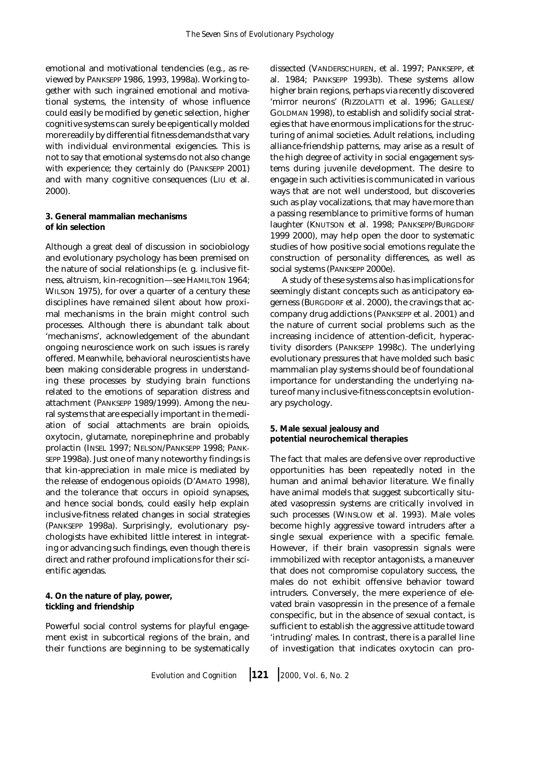emotional and motivational tendencies (e.g., as reviewed by PANKSEPP 1986, 1993, 1998a). Working together with such ingrained emotional and motivational systems, the intensity of whose influence could easily be modified by genetic selection, higher cognitive systems can surely be epigentically molded more readily by differential fitness demands that vary with individual environmental exigencies. This is not to say that emotional systems do not also change with experience; they certainly do (PANKSEPP 2001) and with many cognitive consequences (LIU et al. 2000).

**3. General mammalian mechanisms of kin selection**

Although a great deal of discussion in sociobiology and evolutionary psychology has been premised on the nature of social relationships (e. g. inclusive fitness, altruism, kin-recognition—see HAMILTON 1964; WILSON 1975), for over a quarter of a century these disciplines have remained silent about how proximal mechanisms in the brain might control such processes. Although there is abundant talk about 'mechanisms', acknowledgement of the abundant ongoing neuroscience work on such issues is rarely offered. Meanwhile, behavioral neuroscientists have been making considerable progress in understanding these processes by studying brain functions related to the emotions of separation distress and attachment (PANKSEPP 1989/1999). Among the neural systems that are especially important in the mediation of social attachments are brain opioids, oxytocin, glutamate, norepinephrine and probably prolactin (INSEL 1997; NELSON/PANKSEPP 1998; PANKSEPP 1998a). Just one of many noteworthy findings is that kin-appreciation in male mice is mediated by the release of endogenous opioids (D'AMATO 1998), and the tolerance that occurs in opioid synapses, and hence social bonds, could easily help explain inclusive-fitness related changes in social strategies (PANKSEPP 1998a). Surprisingly, evolutionary psychologists have exhibited little interest in integrating or advancing such findings, even though there is direct and rather profound implications for their scientific agendas.

**4. On the nature of play, power, tickling and friendship**

Powerful social control systems for playful engagement exist in subcortical regions of the brain, and their functions are beginning to be systematically dissected (VANDERSCHUREN, et al. 1997; PANKSEPP, et al. 1984; PANKSEPP 1993b). These systems allow higher brain regions, perhaps via recently discovered 'mirror neurons' (RIZZOLATTI et al. 1996; GALLESE/GOLDMAN 1998), to establish and solidify social strategies that have enormous implications for the structuring of animal societies. Adult relations, including alliance-friendship patterns, may arise as a result of the high degree of activity in social engagement systems during juvenile development. The desire to engage in such activities is communicated in various ways that are not well understood, but discoveries such as play vocalizations, that may have more than a passing resemblance to primitive forms of human laughter (KNUTSON et al. 1998; PANKSEPP/BURGDORF 1999 2000), may help open the door to systematic studies of how positive social emotions regulate the construction of personality differences, as well as social systems (PANKSEPP 2000e).

A study of these systems also has implications for seemingly distant concepts such as anticipatory eagerness (BURGDORF et al. 2000), the cravings that accompany drug addictions (PANKSEPP et al. 2001) and the nature of current social problems such as the increasing incidence of attention-deficit, hyperactivity disorders (PANKSEPP 1998c). The underlying evolutionary pressures that have molded such basic mammalian play systems should be of foundational importance for understanding the underlying nature of many inclusive-fitness concepts in evolutionary psychology.

**5. Male sexual jealousy and potential neurochemical therapies**

The fact that males are defensive over reproductive opportunities has been repeatedly noted in the human and animal behavior literature. We finally have animal models that suggest subcortically situated vasopressin systems are critically involved in such processes (WINSLOW et al. 1993). Male voles become highly aggressive toward intruders after a single sexual experience with a specific female. However, if their brain vasopressin signals were immobilized with receptor antagonists, a maneuver that does not compromise copulatory success, the males do not exhibit offensive behavior toward intruders. Conversely, the mere experience of elevated brain vasopressin in the presence of a female conspecific, but in the absence of sexual contact, is sufficient to establish the aggressive attitude toward 'intruding' males. In contrast, there is a parallel line of investigation that indicates oxytocin can pro-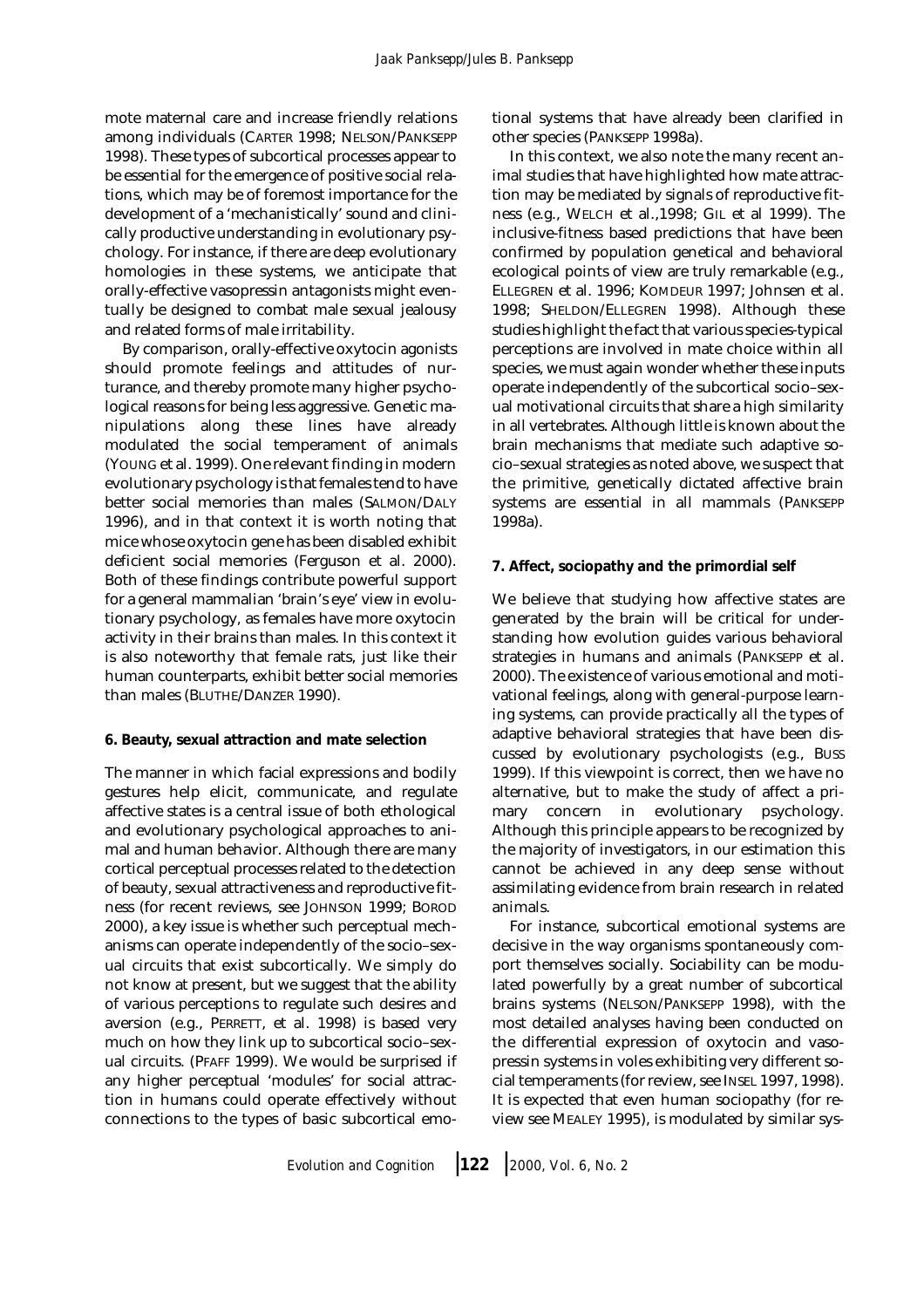mote maternal care and increase friendly relations among individuals (CARTER 1998; NELSON/PANKSEPP 1998). These types of subcortical processes appear to be essential for the emergence of positive social relations, which may be of foremost importance for the development of a 'mechanistically' sound and clinically productive understanding in evolutionary psychology. For instance, if there are deep evolutionary homologies in these systems, we anticipate that orally-effective vasopressin antagonists might eventually be designed to combat male sexual jealousy and related forms of male irritability.

By comparison, orally-effective oxytocin agonists should promote feelings and attitudes of nurturance, and thereby promote many higher psychological reasons for being less aggressive. Genetic manipulations along these lines have already modulated the social temperament of animals (YOUNG et al. 1999). One relevant finding in modern evolutionary psychology is that females tend to have better social memories than males (SALMON/DALY 1996), and in that context it is worth noting that mice whose oxytocin gene has been disabled exhibit deficient social memories (Ferguson et al. 2000). Both of these findings contribute powerful support for a general mammalian 'brain's eye' view in evolutionary psychology, as females have more oxytocin activity in their brains than males. In this context it is also noteworthy that female rats, just like their human counterparts, exhibit better social memories than males (BLUTHE/DANZER 1990).

#### 6. Beauty, sexual attraction and mate selection

The manner in which facial expressions and bodily gestures help elicit, communicate, and regulate affective states is a central issue of both ethological and evolutionary psychological approaches to animal and human behavior. Although there are many cortical perceptual processes related to the detection of beauty, sexual attractiveness and reproductive fitness (for recent reviews, see JOHNSON 1999; BOROD 2000), a key issue is whether such perceptual mechanisms can operate independently of the socio–sexual circuits that exist subcortically. We simply do not know at present, but we suggest that the ability of various perceptions to regulate such desires and aversion (e.g., PERRETT, et al. 1998) is based very much on how they link up to subcortical socio–sexual circuits. (PFAFF 1999). We would be surprised if any higher perceptual 'modules' for social attraction in humans could operate effectively without connections to the types of basic subcortical emotional systems that have already been clarified in other species (PANKSEPP 1998a).

In this context, we also note the many recent animal studies that have highlighted how mate attraction may be mediated by signals of reproductive fitness (e.g., WELCH et al.,1998; GIL et al 1999). The inclusive-fitness based predictions that have been confirmed by population genetical and behavioral ecological points of view are truly remarkable (e.g., ELLEGREN et al. 1996; KOMDEUR 1997; Johnsen et al. 1998; SHELDON/ELLEGREN 1998). Although these studies highlight the fact that various species-typical perceptions are involved in mate choice within all species, we must again wonder whether these inputs operate independently of the subcortical socio–sexual motivational circuits that share a high similarity in all vertebrates. Although little is known about the brain mechanisms that mediate such adaptive socio–sexual strategies as noted above, we suspect that the primitive, genetically dictated affective brain systems are essential in all mammals (PANKSEPP 1998a).

#### 7. Affect, sociopathy and the primordial self

We believe that studying how affective states are generated by the brain will be critical for understanding how evolution guides various behavioral strategies in humans and animals (PANKSEPP et al. 2000). The existence of various emotional and motivational feelings, along with general-purpose learning systems, can provide practically all the types of adaptive behavioral strategies that have been discussed by evolutionary psychologists (e.g., BUSS 1999). If this viewpoint is correct, then we have no alternative, but to make the study of affect a primary concern in evolutionary psychology. Although this principle appears to be recognized by the majority of investigators, in our estimation this cannot be achieved in any deep sense without assimilating evidence from brain research in related animals.

For instance, subcortical emotional systems are decisive in the way organisms spontaneously comport themselves socially. Sociability can be modulated powerfully by a great number of subcortical brains systems (NELSON/PANKSEPP 1998), with the most detailed analyses having been conducted on the differential expression of oxytocin and vasopressin systems in voles exhibiting very different social temperaments (for review, see INSEL 1997, 1998). It is expected that even human sociopathy (for review see MEALEY 1995), is modulated by similar sys-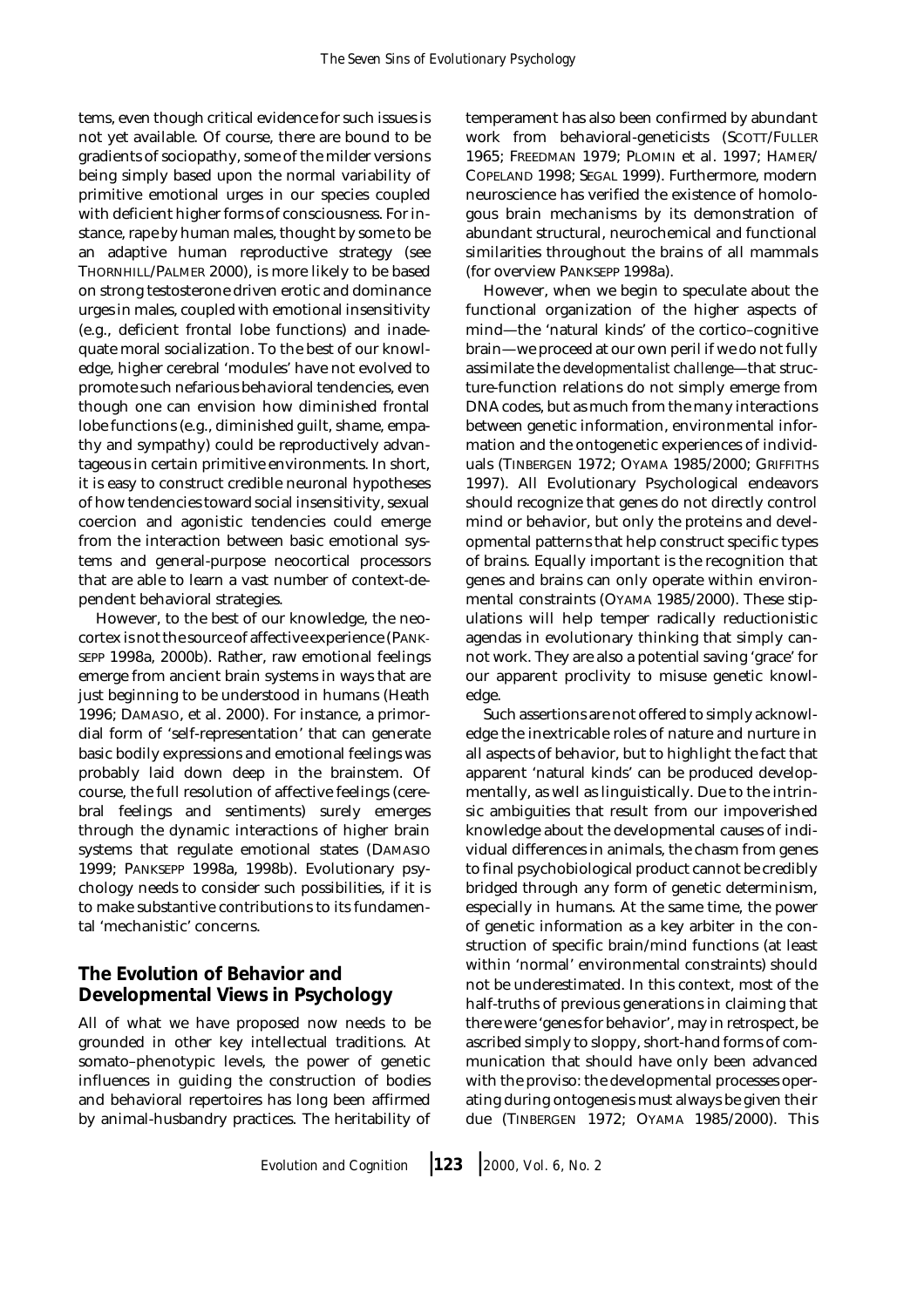tems, even though critical evidence for such issues is not yet available. Of course, there are bound to be gradients of sociopathy, some of the milder versions being simply based upon the normal variability of primitive emotional urges in our species coupled with deficient higher forms of consciousness. For instance, rape by human males, thought by some to be an adaptive human reproductive strategy (see THORNHILL/PALMER 2000), is more likely to be based on strong testosterone driven erotic and dominance urges in males, coupled with emotional insensitivity (e.g., deficient frontal lobe functions) and inadequate moral socialization. To the best of our knowledge, higher cerebral 'modules' have not evolved to promote such nefarious behavioral tendencies, even though one can envision how diminished frontal lobe functions (e.g., diminished guilt, shame, empathy and sympathy) could be reproductively advantageous in certain primitive environments. In short, it is easy to construct credible neuronal hypotheses of how tendencies toward social insensitivity, sexual coercion and agonistic tendencies could emerge from the interaction between basic emotional systems and general-purpose neocortical processors that are able to learn a vast number of context-dependent behavioral strategies.

However, to the best of our knowledge, the neocortex is not the source of affective experience (PANKSEPP 1998a, 2000b). Rather, raw emotional feelings emerge from ancient brain systems in ways that are just beginning to be understood in humans (Heath 1996; DAMASIO, et al. 2000). For instance, a primordial form of 'self-representation' that can generate basic bodily expressions and emotional feelings was probably laid down deep in the brainstem. Of course, the full resolution of affective feelings (cerebral feelings and sentiments) surely emerges through the dynamic interactions of higher brain systems that regulate emotional states (DAMASIO 1999; PANKSEPP 1998a, 1998b). Evolutionary psychology needs to consider such possibilities, if it is to make substantive contributions to its fundamental 'mechanistic' concerns.

## The Evolution of Behavior and Developmental Views in Psychology

All of what we have proposed now needs to be grounded in other key intellectual traditions. At somato–phenotypic levels, the power of genetic influences in guiding the construction of bodies and behavioral repertoires has long been affirmed by animal-husbandry practices. The heritability of temperament has also been confirmed by abundant work from behavioral-geneticists (SCOTT/FULLER 1965; FREEDMAN 1979; PLOMIN et al. 1997; HAMER/COPELAND 1998; SEGAL 1999). Furthermore, modern neuroscience has verified the existence of homologous brain mechanisms by its demonstration of abundant structural, neurochemical and functional similarities throughout the brains of all mammals (for overview PANKSEPP 1998a).

However, when we begin to speculate about the functional organization of the higher aspects of mind—the 'natural kinds' of the cortico–cognitive brain—we proceed at our own peril if we do not fully assimilate the *developmentalist challenge*—that structure-function relations do not simply emerge from DNA codes, but as much from the many interactions between genetic information, environmental information and the ontogenetic experiences of individuals (TINBERGEN 1972; OYAMA 1985/2000; GRIFFITHS 1997). All Evolutionary Psychological endeavors should recognize that genes do not directly control mind or behavior, but only the proteins and developmental patterns that help construct specific types of brains. Equally important is the recognition that genes and brains can only operate within environmental constraints (OYAMA 1985/2000). These stipulations will help temper radically reductionistic agendas in evolutionary thinking that simply cannot work. They are also a potential saving 'grace' for our apparent proclivity to misuse genetic knowledge.

Such assertions are not offered to simply acknowledge the inextricable roles of nature and nurture in all aspects of behavior, but to highlight the fact that apparent 'natural kinds' can be produced developmentally, as well as linguistically. Due to the intrinsic ambiguities that result from our impoverished knowledge about the developmental causes of individual differences in animals, the chasm from genes to final psychobiological product cannot be credibly bridged through any form of genetic determinism, especially in humans. At the same time, the power of genetic information as a key arbiter in the construction of specific brain/mind functions (at least within 'normal' environmental constraints) should not be underestimated. In this context, most of the half-truths of previous generations in claiming that there were 'genes for behavior', may in retrospect, be ascribed simply to sloppy, short-hand forms of communication that should have only been advanced with the proviso: the developmental processes operating during ontogenesis must always be given their due (TINBERGEN 1972; OYAMA 1985/2000). This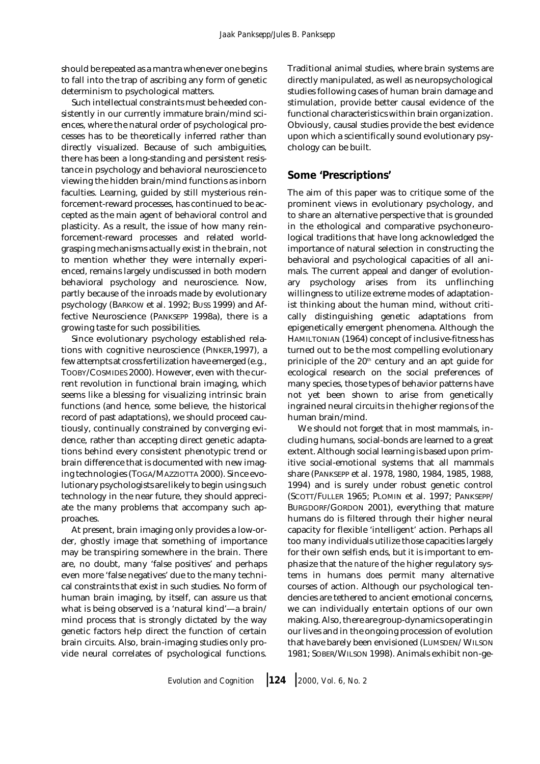should be repeated as a mantra whenever one begins to fall into the trap of ascribing any form of genetic determinism to psychological matters.

Such intellectual constraints must be heeded consistently in our currently immature brain/mind sciences, where the natural order of psychological processes has to be theoretically inferred rather than directly visualized. Because of such ambiguities, there has been a long-standing and persistent resistance in psychology and behavioral neuroscience to viewing the hidden brain/mind functions as inborn faculties. Learning, guided by still mysterious reinforcement-reward processes, has continued to be accepted as the main agent of behavioral control and plasticity. As a result, the issue of how many reinforcement-reward processes and related world-grasping mechanisms actually exist in the brain, not to mention whether they were internally experienced, remains largely undiscussed in both modern behavioral psychology and neuroscience. Now, partly because of the inroads made by evolutionary psychology (BARKOW et al. 1992; BUSS 1999) and Affective Neuroscience (PANKSEPP 1998a), there is a growing taste for such possibilities.

Since evolutionary psychology established relations with cognitive neuroscience (PINKER,1997), a few attempts at cross fertilization have emerged (e.g., TOOBY/COSMIDES 2000). However, even with the current revolution in functional brain imaging, which seems like a blessing for visualizing intrinsic brain functions (and hence, some believe, the historical record of past adaptations), we should proceed cautiously, continually constrained by converging evidence, rather than accepting direct genetic adaptations behind every consistent phenotypic trend or brain difference that is documented with new imaging technologies (TOGA/MAZZIOTTA 2000). Since evolutionary psychologists are likely to begin using such technology in the near future, they should appreciate the many problems that accompany such approaches.

At present, brain imaging only provides a low-order, ghostly image that something of importance may be transpiring somewhere in the brain. There are, no doubt, many 'false positives' and perhaps even more 'false negatives' due to the many technical constraints that exist in such studies. No form of human brain imaging, by itself, can assure us that what is being observed is a 'natural kind'—a brain/mind process that is strongly dictated by the way genetic factors help direct the function of certain brain circuits. Also, brain-imaging studies only provide neural correlates of psychological functions. Traditional animal studies, where brain systems are directly manipulated, as well as neuropsychological studies following cases of human brain damage and stimulation, provide better causal evidence of the functional characteristics within brain organization. Obviously, causal studies provide the best evidence upon which a scientifically sound evolutionary psychology can be built.

## Some 'Prescriptions'

The aim of this paper was to critique some of the prominent views in evolutionary psychology, and to share an alternative perspective that is grounded in the ethological and comparative psychoneurological traditions that have long acknowledged the importance of natural selection in constructing the behavioral and psychological capacities of all animals. The current appeal and danger of evolutionary psychology arises from its unflinching willingness to utilize extreme modes of adaptationist thinking about the human mind, without critically distinguishing genetic adaptations from epigenetically emergent phenomena. Although the HAMILTONIAN (1964) concept of inclusive-fitness has turned out to be the most compelling evolutionary priniciple of the 20th century and an apt guide for ecological research on the social preferences of many species, those types of behavior patterns have not yet been shown to arise from genetically ingrained neural circuits in the higher regions of the human brain/mind.

We should not forget that in most mammals, including humans, social-bonds are learned to a great extent. Although social learning is based upon primitive social-emotional systems that all mammals share (PANKSEPP et al. 1978, 1980, 1984, 1985, 1988, 1994) and is surely under robust genetic control (SCOTT/FULLER 1965; PLOMIN et al. 1997; PANKSEPP/BURGDORF/GORDON 2001), everything that mature humans do is filtered through their higher neural capacity for flexible 'intelligent' action. Perhaps all too many individuals utilize those capacities largely for their own selfish ends, but it is important to emphasize that the *nature* of the higher regulatory systems in humans *does* permit many alternative courses of action. Although our psychological tendencies are tethered to ancient emotional concerns, we can individually entertain options of our own making. Also, there are group-dynamics operating in our lives and in the ongoing procession of evolution that have barely been envisioned (LUMSDEN/WILSON 1981; SOBER/WILSON 1998). Animals exhibit non-ge-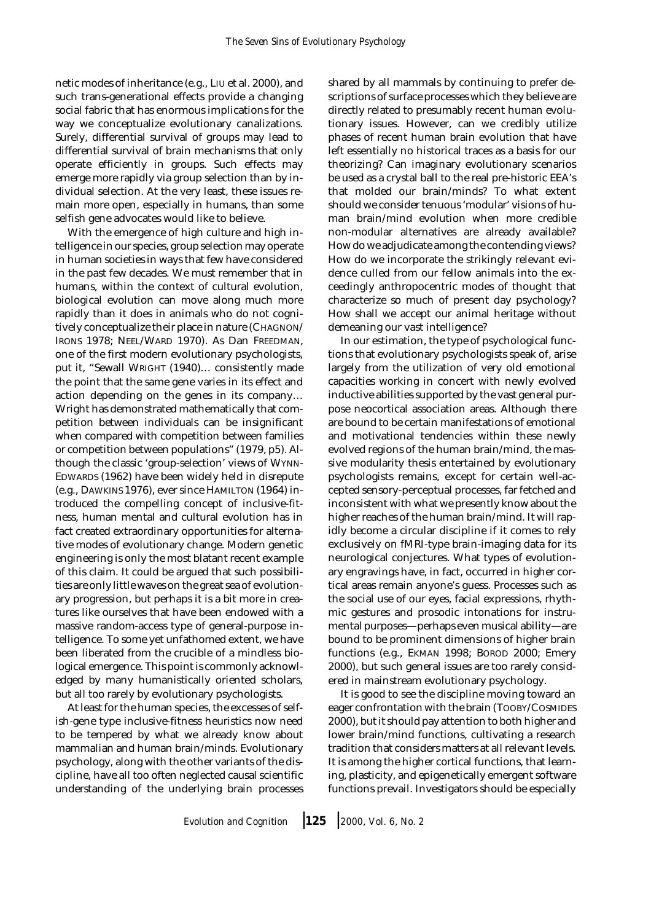netic modes of inheritance (e.g., LIU et al. 2000), and such trans-generational effects provide a changing social fabric that has enormous implications for the way we conceptualize evolutionary canalizations. Surely, differential survival of groups may lead to differential survival of brain mechanisms that only operate efficiently in groups. Such effects may emerge more rapidly via group selection than by individual selection. At the very least, these issues remain more open, especially in humans, than some selfish gene advocates would like to believe.

With the emergence of high culture and high intelligence in our species, group selection may operate in human societies in ways that few have considered in the past few decades. We must remember that in humans, within the context of cultural evolution, biological evolution can move along much more rapidly than it does in animals who do not cognitively conceptualize their place in nature (CHAGNON/IRONS 1978; NEEL/WARD 1970). As Dan FREEDMAN, one of the first modern evolutionary psychologists, put it, "Sewall WRIGHT (1940)… consistently made the point that the same gene varies in its effect and action depending on the genes in its company… Wright has demonstrated mathematically that competition between individuals can be insignificant when compared with competition between families or competition between populations" (1979, p5). Although the classic 'group-selection' views of WYNN-EDWARDS (1962) have been widely held in disrepute (e.g., DAWKINS 1976), ever since HAMILTON (1964) introduced the compelling concept of inclusive-fitness, human mental and cultural evolution has in fact created extraordinary opportunities for alternative modes of evolutionary change. Modern genetic engineering is only the most blatant recent example of this claim. It could be argued that such possibilities are only little waves on the great sea of evolutionary progression, but perhaps it is a bit more in creatures like ourselves that have been endowed with a massive random-access type of general-purpose intelligence. To some yet unfathomed extent, we have been liberated from the crucible of a mindless biological emergence. This point is commonly acknowledged by many humanistically oriented scholars, but all too rarely by evolutionary psychologists.

At least for the human species, the excesses of selfish-gene type inclusive-fitness heuristics now need to be tempered by what we already know about mammalian and human brain/minds. Evolutionary psychology, along with the other variants of the discipline, have all too often neglected causal scientific understanding of the underlying brain processes shared by all mammals by continuing to prefer descriptions of surface processes which they believe are directly related to presumably recent human evolutionary issues. However, can we credibly utilize phases of recent human brain evolution that have left essentially no historical traces as a basis for our theorizing? Can imaginary evolutionary scenarios be used as a crystal ball to the real pre-historic EEA's that molded our brain/minds? To what extent should we consider tenuous 'modular' visions of human brain/mind evolution when more credible non-modular alternatives are already available? How do we adjudicate among the contending views? How do we incorporate the strikingly relevant evidence culled from our fellow animals into the exceedingly anthropocentric modes of thought that characterize so much of present day psychology? How shall we accept our animal heritage without demeaning our vast intelligence?

In our estimation, the type of psychological functions that evolutionary psychologists speak of, arise largely from the utilization of very old emotional capacities working in concert with newly evolved inductive abilities supported by the vast general purpose neocortical association areas. Although there are bound to be certain manifestations of emotional and motivational tendencies within these newly evolved regions of the human brain/mind, the massive modularity thesis entertained by evolutionary psychologists remains, except for certain well-accepted sensory-perceptual processes, far fetched and inconsistent with what we presently know about the higher reaches of the human brain/mind. It will rapidly become a circular discipline if it comes to rely exclusively on fMRI-type brain-imaging data for its neurological conjectures. What types of evolutionary engravings have, in fact, occurred in higher cortical areas remain anyone's guess. Processes such as the social use of our eyes, facial expressions, rhythmic gestures and prosodic intonations for instrumental purposes—perhaps even musical ability—are bound to be prominent dimensions of higher brain functions (e.g., EKMAN 1998; BOROD 2000; Emery 2000), but such general issues are too rarely considered in mainstream evolutionary psychology.

It is good to see the discipline moving toward an eager confrontation with the brain (TOOBY/COSMIDES 2000), but it should pay attention to both higher and lower brain/mind functions, cultivating a research tradition that considers matters at all relevant levels. It is among the higher cortical functions, that learning, plasticity, and epigenetically emergent software functions prevail. Investigators should be especially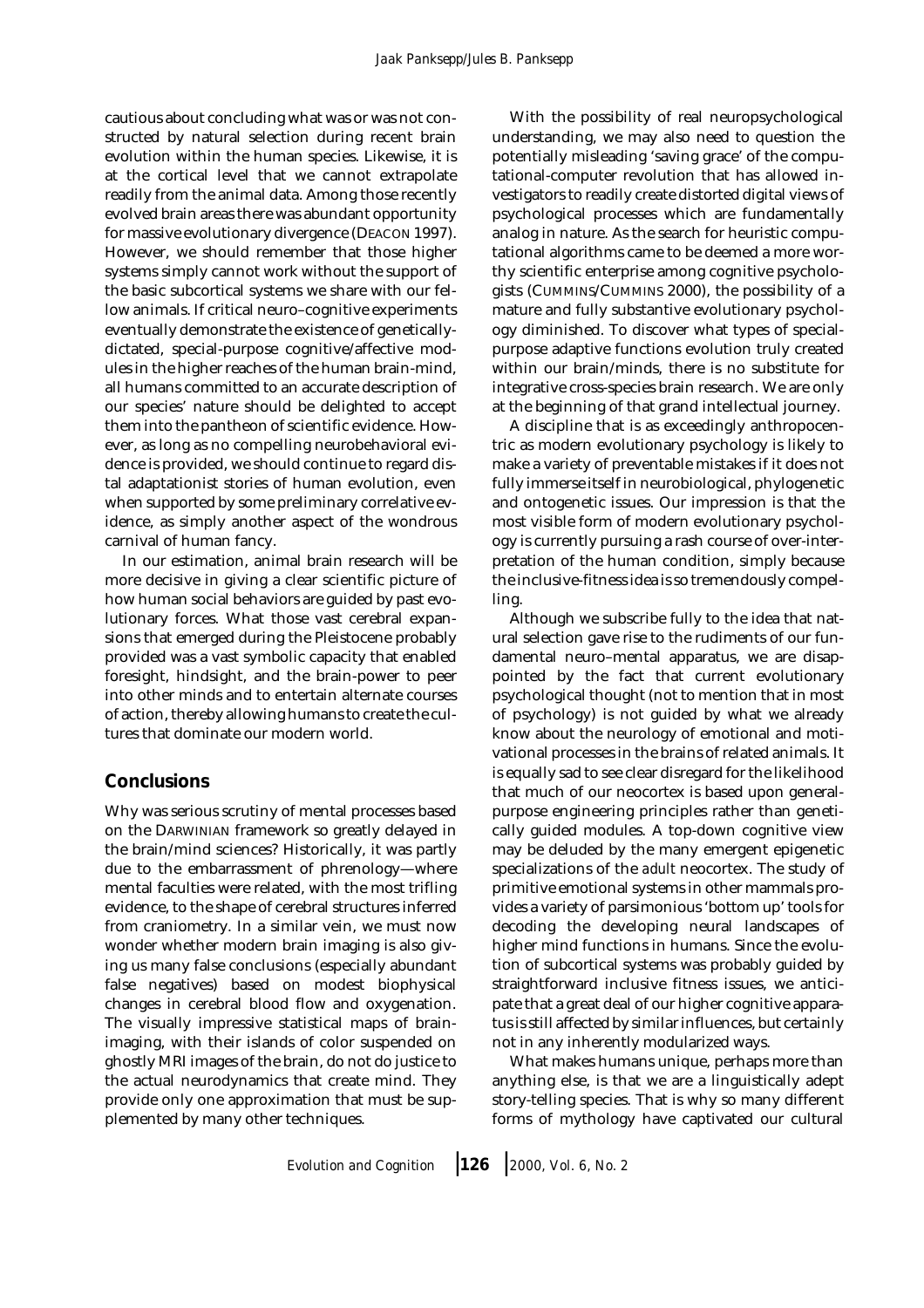cautious about concluding what was or was not constructed by natural selection during recent brain evolution within the human species. Likewise, it is at the cortical level that we cannot extrapolate readily from the animal data. Among those recently evolved brain areas there was abundant opportunity for massive evolutionary divergence (DEACON 1997). However, we should remember that those higher systems simply cannot work without the support of the basic subcortical systems we share with our fellow animals. If critical neuro–cognitive experiments eventually demonstrate the existence of genetically-dictated, special-purpose cognitive/affective modules in the higher reaches of the human brain-mind, all humans committed to an accurate description of our species' nature should be delighted to accept them into the pantheon of scientific evidence. However, as long as no compelling neurobehavioral evidence is provided, we should continue to regard distal adaptationist stories of human evolution, even when supported by some preliminary correlative evidence, as simply another aspect of the wondrous carnival of human fancy.

In our estimation, animal brain research will be more decisive in giving a clear scientific picture of how human social behaviors are guided by past evolutionary forces. What those vast cerebral expansions that emerged during the Pleistocene probably provided was a vast symbolic capacity that enabled foresight, hindsight, and the brain-power to peer into other minds and to entertain alternate courses of action, thereby allowing humans to create the cultures that dominate our modern world.

## Conclusions

Why was serious scrutiny of mental processes based on the DARWINIAN framework so greatly delayed in the brain/mind sciences? Historically, it was partly due to the embarrassment of phrenology—where mental faculties were related, with the most trifling evidence, to the shape of cerebral structures inferred from craniometry. In a similar vein, we must now wonder whether modern brain imaging is also giving us many false conclusions (especially abundant false negatives) based on modest biophysical changes in cerebral blood flow and oxygenation. The visually impressive statistical maps of brain-imaging, with their islands of color suspended on ghostly MRI images of the brain, do not do justice to the actual neurodynamics that create mind. They provide only one approximation that must be supplemented by many other techniques.

With the possibility of real neuropsychological understanding, we may also need to question the potentially misleading 'saving grace' of the computational-computer revolution that has allowed investigators to readily create distorted digital views of psychological processes which are fundamentally analog in nature. As the search for heuristic computational algorithms came to be deemed a more worthy scientific enterprise among cognitive psychologists (CUMMINS/CUMMINS 2000), the possibility of a mature and fully substantive evolutionary psychology diminished. To discover what types of special-purpose adaptive functions evolution truly created within our brain/minds, there is no substitute for integrative cross-species brain research. We are only at the beginning of that grand intellectual journey.

A discipline that is as exceedingly anthropocentric as modern evolutionary psychology is likely to make a variety of preventable mistakes if it does not fully immerse itself in neurobiological, phylogenetic and ontogenetic issues. Our impression is that the most visible form of modern evolutionary psychology is currently pursuing a rash course of over-interpretation of the human condition, simply because the inclusive-fitness idea is so tremendously compelling.

Although we subscribe fully to the idea that natural selection gave rise to the rudiments of our fundamental neuro–mental apparatus, we are disappointed by the fact that current evolutionary psychological thought (not to mention that in most of psychology) is not guided by what we already know about the neurology of emotional and motivational processes in the brains of related animals. It is equally sad to see clear disregard for the likelihood that much of our neocortex is based upon general-purpose engineering principles rather than genetically guided modules. A top-down cognitive view may be deluded by the many emergent epigenetic specializations of the *adult* neocortex. The study of primitive emotional systems in other mammals provides a variety of parsimonious 'bottom up' tools for decoding the developing neural landscapes of higher mind functions in humans. Since the evolution of subcortical systems was probably guided by straightforward inclusive fitness issues, we anticipate that a great deal of our higher cognitive apparatus is still affected by similar influences, but certainly not in any inherently modularized ways.

What makes humans unique, perhaps more than anything else, is that we are a linguistically adept story-telling species. That is why so many different forms of mythology have captivated our cultural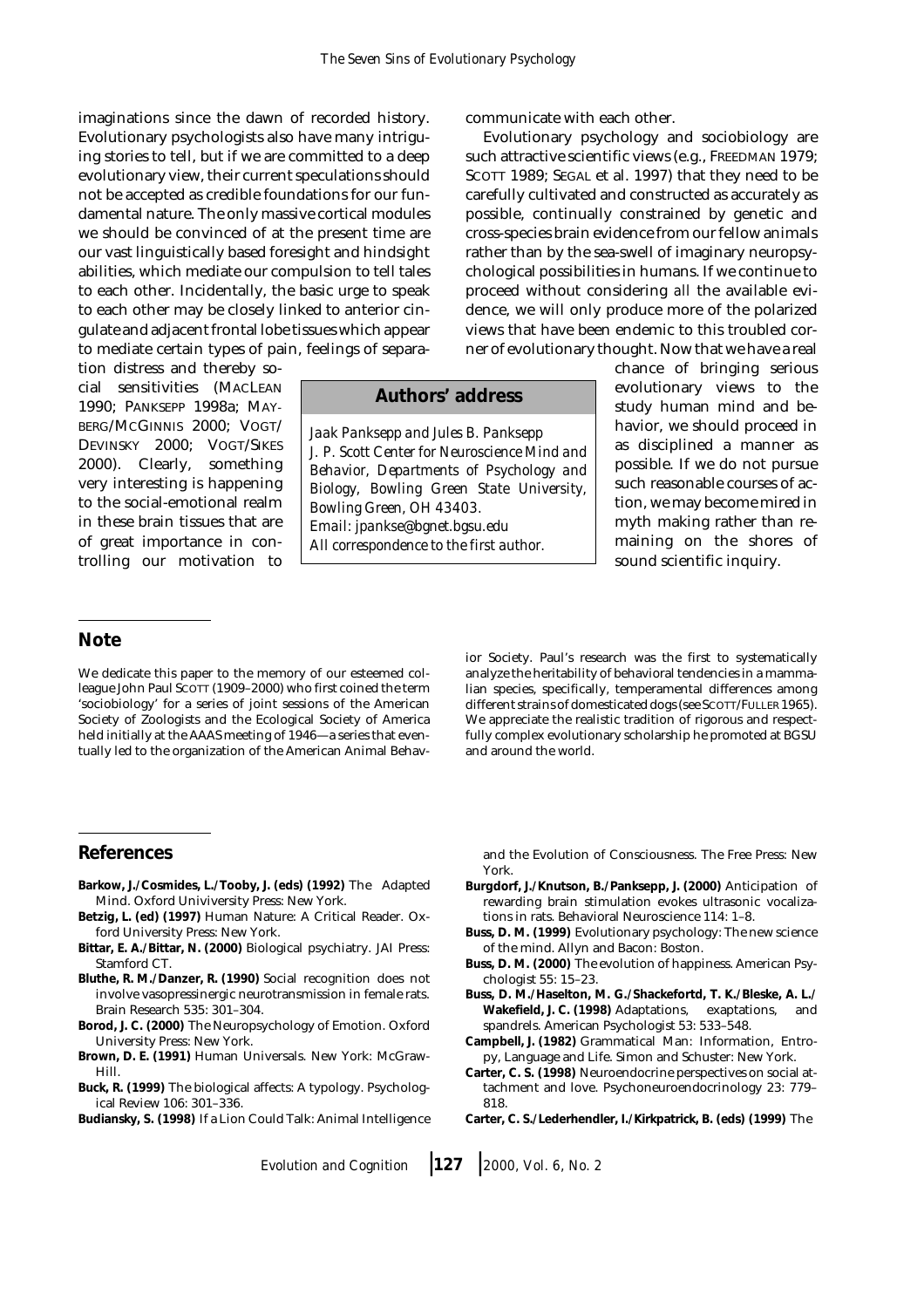imaginations since the dawn of recorded history. Evolutionary psychologists also have many intriguing stories to tell, but if we are committed to a deep evolutionary view, their current speculations should not be accepted as credible foundations for our fundamental nature. The only massive cortical modules we should be convinced of at the present time are our vast linguistically based foresight and hindsight abilities, which mediate our compulsion to tell tales to each other. Incidentally, the basic urge to speak to each other may be closely linked to anterior cingulate and adjacent frontal lobe tissues which appear to mediate certain types of pain, feelings of separation distress and thereby social sensitivities (MacLean 1990; Panksepp 1998a; Mayberg/McGinnis 2000; Vogt/Devinsky 2000; Vogt/Sikes 2000). Clearly, something very interesting is happening to the social-emotional realm in these brain tissues that are of great importance in controlling our motivation to communicate with each other.

Evolutionary psychology and sociobiology are such attractive scientific views (e.g., Freedman 1979; Scott 1989; Segal et al. 1997) that they need to be carefully cultivated and constructed as accurately as possible, continually constrained by genetic and cross-species brain evidence from our fellow animals rather than by the sea-swell of imaginary neuropsychological possibilities in humans. If we continue to proceed without considering *all* the available evidence, we will only produce more of the polarized views that have been endemic to this troubled corner of evolutionary thought. Now that we have a real chance of bringing serious evolutionary views to the study human mind and behavior, we should proceed in as disciplined a manner as possible. If we do not pursue such reasonable courses of action, we may become mired in myth making rather than remaining on the shores of sound scientific inquiry.

## Authors' address

*Jaak Panksepp and Jules B. Panksepp*
*J. P. Scott Center for Neuroscience Mind and Behavior, Departments of Psychology and Biology, Bowling Green State University, Bowling Green, OH 43403.*
*Email: jpankse@bgnet.bgsu.edu*
*All correspondence to the first author.*

## Note

We dedicate this paper to the memory of our esteemed colleague John Paul Scott (1909–2000) who first coined the term 'sociobiology' for a series of joint sessions of the American Society of Zoologists and the Ecological Society of America held initially at the AAAS meeting of 1946—a series that eventually led to the organization of the American Animal Behavior Society. Paul's research was the first to systematically analyze the heritability of behavioral tendencies in a mammalian species, specifically, temperamental differences among different strains of domesticated dogs (see Scott/Fuller 1965). We appreciate the realistic tradition of rigorous and respectfully complex evolutionary scholarship he promoted at BGSU and around the world.

## References

**Barkow, J./Cosmides, L./Tooby, J. (eds) (1992)** The Adapted Mind. Oxford Univiversity Press: New York.

**Betzig, L. (ed) (1997)** Human Nature: A Critical Reader. Oxford University Press: New York.

**Bittar, E. A./Bittar, N. (2000)** Biological psychiatry. JAI Press: Stamford CT.

**Bluthe, R. M./Danzer, R. (1990)** Social recognition does not involve vasopressinergic neurotransmission in female rats. Brain Research 535: 301–304.

**Borod, J. C. (2000)** The Neuropsychology of Emotion. Oxford University Press: New York.

**Brown, D. E. (1991)** Human Universals. New York: McGraw-Hill.

**Buck, R. (1999)** The biological affects: A typology. Psychological Review 106: 301–336.

**Budiansky, S. (1998)** If a Lion Could Talk: Animal Intelligence and the Evolution of Consciousness. The Free Press: New York.

**Burgdorf, J./Knutson, B./Panksepp, J. (2000)** Anticipation of rewarding brain stimulation evokes ultrasonic vocalizations in rats. Behavioral Neuroscience 114: 1–8.

**Buss, D. M. (1999)** Evolutionary psychology: The new science of the mind. Allyn and Bacon: Boston.

**Buss, D. M. (2000)** The evolution of happiness. American Psychologist 55: 15–23.

**Buss, D. M./Haselton, M. G./Shackefortd, T. K./Bleske, A. L./ Wakefield, J. C. (1998)** Adaptations, exaptations, and spandrels. American Psychologist 53: 533–548.

**Campbell, J. (1982)** Grammatical Man: Information, Entropy, Language and Life. Simon and Schuster: New York.

**Carter, C. S. (1998)** Neuroendocrine perspectives on social attachment and love. Psychoneuroendocrinology 23: 779–818.

**Carter, C. S./Lederhendler, I./Kirkpatrick, B. (eds) (1999)** The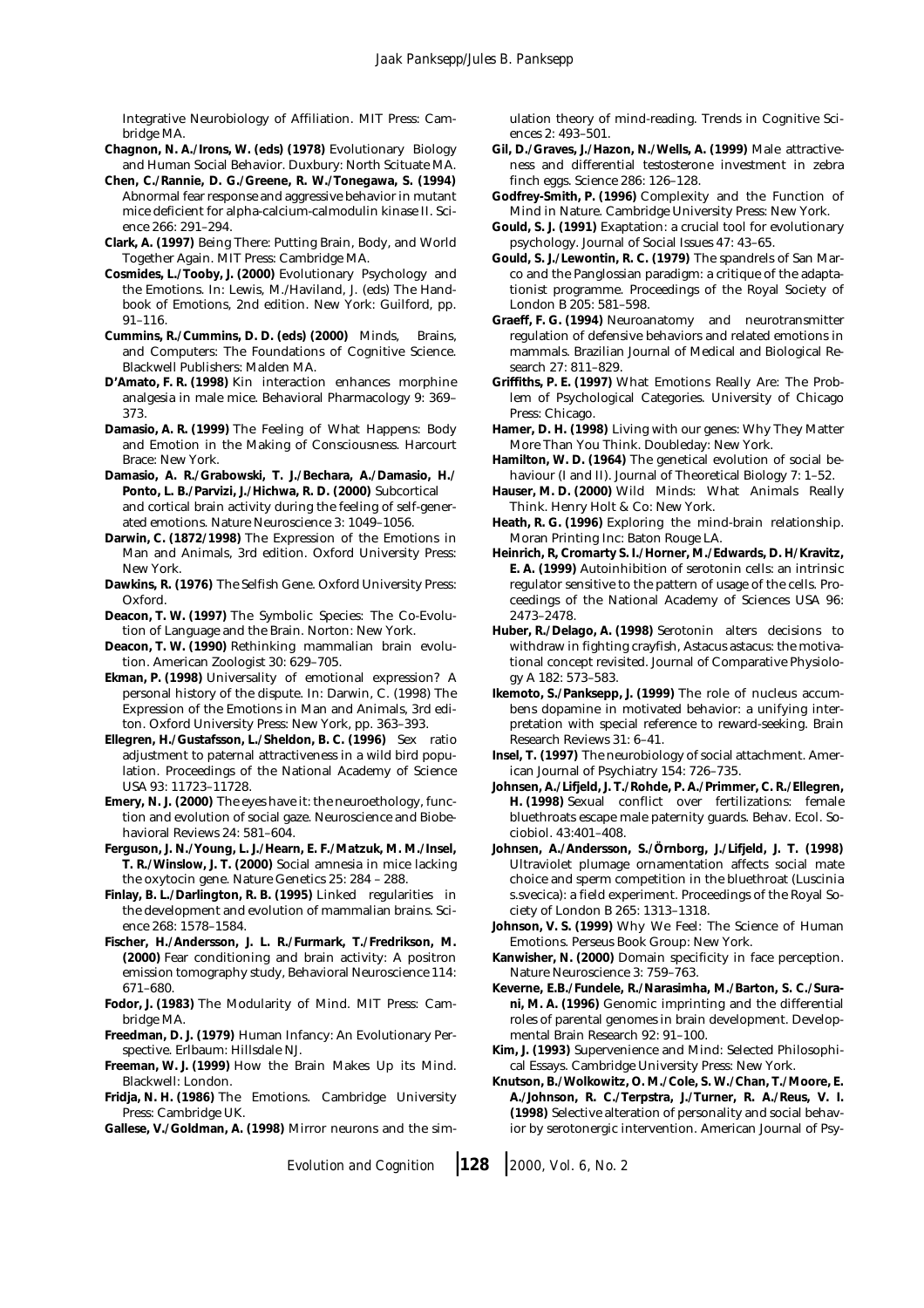Integrative Neurobiology of Affiliation. MIT Press: Cambridge MA.

**Chagnon, N. A./Irons, W. (eds) (1978)** Evolutionary Biology and Human Social Behavior. Duxbury: North Scituate MA.

**Chen, C./Rannie, D. G./Greene, R. W./Tonegawa, S. (1994)** Abnormal fear response and aggressive behavior in mutant mice deficient for alpha-calcium-calmodulin kinase II. Science 266: 291–294.

**Clark, A. (1997)** Being There: Putting Brain, Body, and World Together Again. MIT Press: Cambridge MA.

**Cosmides, L./Tooby, J. (2000)** Evolutionary Psychology and the Emotions. In: Lewis, M./Haviland, J. (eds) The Handbook of Emotions, 2nd edition. New York: Guilford, pp. 91–116.

**Cummins, R./Cummins, D. D. (eds) (2000)** Minds, Brains, and Computers: The Foundations of Cognitive Science. Blackwell Publishers: Malden MA.

**D'Amato, F. R. (1998)** Kin interaction enhances morphine analgesia in male mice. Behavioral Pharmacology 9: 369–373.

**Damasio, A. R. (1999)** The Feeling of What Happens: Body and Emotion in the Making of Consciousness. Harcourt Brace: New York.

**Damasio, A. R./Grabowski, T. J./Bechara, A./Damasio, H./Ponto, L. B./Parvizi, J./Hichwa, R. D. (2000)** Subcortical and cortical brain activity during the feeling of self-generated emotions. Nature Neuroscience 3: 1049–1056.

**Darwin, C. (1872/1998)** The Expression of the Emotions in Man and Animals, 3rd edition. Oxford University Press: New York.

**Dawkins, R. (1976)** The Selfish Gene. Oxford University Press: Oxford.

**Deacon, T. W. (1997)** The Symbolic Species: The Co-Evolution of Language and the Brain. Norton: New York.

**Deacon, T. W. (1990)** Rethinking mammalian brain evolution. American Zoologist 30: 629–705.

**Ekman, P. (1998)** Universality of emotional expression? A personal history of the dispute. In: Darwin, C. (1998) The Expression of the Emotions in Man and Animals, 3rd edition. Oxford University Press: New York, pp. 363–393.

**Ellegren, H./Gustafsson, L./Sheldon, B. C. (1996)** Sex ratio adjustment to paternal attractiveness in a wild bird population. Proceedings of the National Academy of Science USA 93: 11723–11728.

**Emery, N. J. (2000)** The eyes have it: the neuroethology, function and evolution of social gaze. Neuroscience and Biobehavioral Reviews 24: 581–604.

**Ferguson, J. N./Young, L. J./Hearn, E. F./Matzuk, M. M./Insel, T. R./Winslow, J. T. (2000)** Social amnesia in mice lacking the oxytocin gene. Nature Genetics 25: 284 – 288.

**Finlay, B. L./Darlington, R. B. (1995)** Linked regularities in the development and evolution of mammalian brains. Science 268: 1578–1584.

**Fischer, H./Andersson, J. L. R./Furmark, T./Fredrikson, M. (2000)** Fear conditioning and brain activity: A positron emission tomography study, Behavioral Neuroscience 114: 671–680.

**Fodor, J. (1983)** The Modularity of Mind. MIT Press: Cambridge MA.

**Freedman, D. J. (1979)** Human Infancy: An Evolutionary Perspective. Erlbaum: Hillsdale NJ.

**Freeman, W. J. (1999)** How the Brain Makes Up its Mind. Blackwell: London.

**Fridja, N. H. (1986)** The Emotions. Cambridge University Press: Cambridge UK.

**Gallese, V./Goldman, A. (1998)** Mirror neurons and the simulation theory of mind-reading. Trends in Cognitive Sciences 2: 493–501.

**Gil, D./Graves, J./Hazon, N./Wells, A. (1999)** Male attractiveness and differential testosterone investment in zebra finch eggs. Science 286: 126–128.

**Godfrey-Smith, P. (1996)** Complexity and the Function of Mind in Nature. Cambridge University Press: New York.

**Gould, S. J. (1991)** Exaptation: a crucial tool for evolutionary psychology. Journal of Social Issues 47: 43–65.

**Gould, S. J./Lewontin, R. C. (1979)** The spandrels of San Marco and the Panglossian paradigm: a critique of the adaptationist programme. Proceedings of the Royal Society of London B 205: 581–598.

**Graeff, F. G. (1994)** Neuroanatomy and neurotransmitter regulation of defensive behaviors and related emotions in mammals. Brazilian Journal of Medical and Biological Research 27: 811–829.

**Griffiths, P. E. (1997)** What Emotions Really Are: The Problem of Psychological Categories. University of Chicago Press: Chicago.

**Hamer, D. H. (1998)** Living with our genes: Why They Matter More Than You Think. Doubleday: New York.

**Hamilton, W. D. (1964)** The genetical evolution of social behaviour (I and II). Journal of Theoretical Biology 7: 1–52.

**Hauser, M. D. (2000)** Wild Minds: What Animals Really Think. Henry Holt & Co: New York.

**Heath, R. G. (1996)** Exploring the mind-brain relationship. Moran Printing Inc: Baton Rouge LA.

**Heinrich, R, Cromarty S. I./Horner, M./Edwards, D. H/Kravitz, E. A. (1999)** Autoinhibition of serotonin cells: an intrinsic regulator sensitive to the pattern of usage of the cells. Proceedings of the National Academy of Sciences USA 96: 2473–2478.

**Huber, R./Delago, A. (1998)** Serotonin alters decisions to withdraw in fighting crayfish, Astacus astacus: the motivational concept revisited. Journal of Comparative Physiology A 182: 573–583.

**Ikemoto, S./Panksepp, J. (1999)** The role of nucleus accumbens dopamine in motivated behavior: a unifying interpretation with special reference to reward-seeking. Brain Research Reviews 31: 6–41.

**Insel, T. (1997)** The neurobiology of social attachment. American Journal of Psychiatry 154: 726–735.

**Johnsen, A./Lifjeld, J. T./Rohde, P. A./Primmer, C. R./Ellegren, H. (1998)** Sexual conflict over fertilizations: female bluethroats escape male paternity guards. Behav. Ecol. Sociobiol. 43:401–408.

**Johnsen, A./Andersson, S./Örnborg, J./Lifjeld, J. T. (1998)** Ultraviolet plumage ornamentation affects social mate choice and sperm competition in the bluethroat (Luscinia s.svecica): a field experiment. Proceedings of the Royal Society of London B 265: 1313–1318.

**Johnson, V. S. (1999)** Why We Feel: The Science of Human Emotions. Perseus Book Group: New York.

**Kanwisher, N. (2000)** Domain specificity in face perception. Nature Neuroscience 3: 759–763.

**Keverne, E.B./Fundele, R./Narasimha, M./Barton, S. C./Surani, M. A. (1996)** Genomic imprinting and the differential roles of parental genomes in brain development. Developmental Brain Research 92: 91–100.

**Kim, J. (1993)** Supervenience and Mind: Selected Philosophical Essays. Cambridge University Press: New York.

**Knutson, B./Wolkowitz, O. M./Cole, S. W./Chan, T./Moore, E. A./Johnson, R. C./Terpstra, J./Turner, R. A./Reus, V. I. (1998)** Selective alteration of personality and social behavior by serotonergic intervention. American Journal of Psy-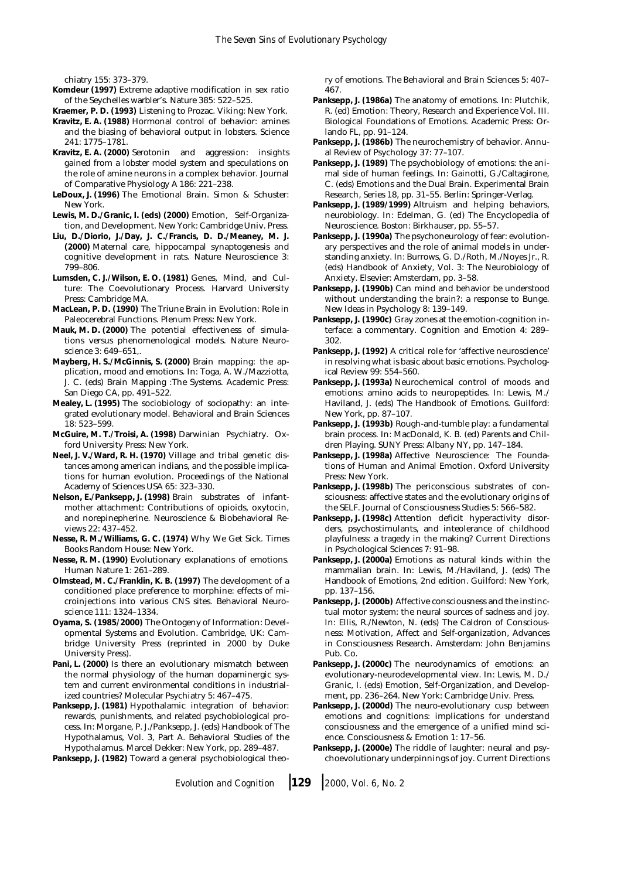chiatry 155: 373–379.

**Komdeur (1997)** Extreme adaptive modification in sex ratio of the Seychelles warbler's. Nature 385: 522–525.

**Kraemer, P. D. (1993)** Listening to Prozac. Viking: New York.

**Kravitz, E. A. (1988)** Hormonal control of behavior: amines and the biasing of behavioral output in lobsters. Science 241: 1775–1781.

**Kravitz, E. A. (2000)** Serotonin and aggression: insights gained from a lobster model system and speculations on the role of amine neurons in a complex behavior. Journal of Comparative Physiology A 186: 221–238.

**LeDoux, J. (1996)** The Emotional Brain. Simon & Schuster: New York.

**Lewis, M. D./Granic, I. (eds) (2000)** Emotion, Self-Organization, and Development. New York: Cambridge Univ. Press.

**Liu, D./Diorio, J./Day, J. C./Francis, D. D./Meaney, M. J. (2000)** Maternal care, hippocampal synaptogenesis and cognitive development in rats. Nature Neuroscience 3: 799–806.

**Lumsden, C. J./Wilson, E. O. (1981)** Genes, Mind, and Culture: The Coevolutionary Process. Harvard University Press: Cambridge MA.

**MacLean, P. D. (1990)** The Triune Brain in Evolution: Role in Paleocerebral Functions. Plenum Press: New York.

**Mauk, M. D. (2000)** The potential effectiveness of simulations versus phenomenological models. Nature Neuroscience 3: 649–651,.

**Mayberg, H. S./McGinnis, S. (2000)** Brain mapping: the application, mood and emotions. In: Toga, A. W./Mazziotta, J. C. (eds) Brain Mapping :The Systems. Academic Press: San Diego CA, pp. 491–522.

**Mealey, L. (1995)** The sociobiology of sociopathy: an integrated evolutionary model. Behavioral and Brain Sciences 18: 523–599.

**McGuire, M. T./Troisi, A. (1998)** Darwinian Psychiatry. Oxford University Press: New York.

**Neel, J. V./Ward, R. H. (1970)** Village and tribal genetic distances among american indians, and the possible implications for human evolution. Proceedings of the National Academy of Sciences USA 65: 323–330.

**Nelson, E./Panksepp, J. (1998)** Brain substrates of infant-mother attachment: Contributions of opioids, oxytocin, and norepinepherine. Neuroscience & Biobehavioral Reviews 22: 437–452.

**Nesse, R. M./Williams, G. C. (1974)** Why We Get Sick. Times Books Random House: New York.

**Nesse, R. M. (1990)** Evolutionary explanations of emotions. Human Nature 1: 261–289.

**Olmstead, M. C./Franklin, K. B. (1997)** The development of a conditioned place preference to morphine: effects of microinjections into various CNS sites. Behavioral Neuroscience 111: 1324–1334.

**Oyama, S. (1985/2000)** The Ontogeny of Information: Developmental Systems and Evolution. Cambridge, UK: Cambridge University Press (reprinted in 2000 by Duke University Press).

**Pani, L. (2000)** Is there an evolutionary mismatch between the normal physiology of the human dopaminergic system and current environmental conditions in industrialized countries? Molecular Psychiatry 5: 467–475.

**Panksepp, J. (1981)** Hypothalamic integration of behavior: rewards, punishments, and related psychobiological process. In: Morgane, P. J./Panksepp, J. (eds) Handbook of The Hypothalamus, Vol. 3, Part A. Behavioral Studies of the Hypothalamus. Marcel Dekker: New York, pp. 289–487.

**Panksepp, J. (1982)** Toward a general psychobiological theory of emotions. The Behavioral and Brain Sciences 5: 407–467.

**Panksepp, J. (1986a)** The anatomy of emotions. In: Plutchik, R. (ed) Emotion: Theory, Research and Experience Vol. III. Biological Foundations of Emotions. Academic Press: Orlando FL, pp. 91–124.

**Panksepp, J. (1986b)** The neurochemistry of behavior. Annual Review of Psychology 37: 77–107.

**Panksepp, J. (1989)** The psychobiology of emotions: the animal side of human feelings. In: Gainotti, G./Caltagirone, C. (eds) Emotions and the Dual Brain. Experimental Brain Research, Series 18, pp. 31–55. Berlin: Springer-Verlag.

**Panksepp, J. (1989/1999)** Altruism and helping behaviors, neurobiology. In: Edelman, G. (ed) The Encyclopedia of Neuroscience. Boston: Birkhauser, pp. 55–57.

**Panksepp, J. (1990a)** The psychoneurology of fear: evolutionary perspectives and the role of animal models in understanding anxiety. In: Burrows, G. D./Roth, M./Noyes Jr., R. (eds) Handbook of Anxiety, Vol. 3: The Neurobiology of Anxiety. Elsevier: Amsterdam, pp. 3–58.

**Panksepp, J. (1990b)** Can mind and behavior be understood without understanding the brain?: a response to Bunge. New Ideas in Psychology 8: 139–149.

**Panksepp, J. (1990c)** Gray zones at the emotion-cognition interface: a commentary. Cognition and Emotion 4: 289–302.

**Panksepp, J. (1992)** A critical role for 'affective neuroscience' in resolving what is basic about basic emotions. Psychological Review 99: 554–560.

**Panksepp, J. (1993a)** Neurochemical control of moods and emotions: amino acids to neuropeptides. In: Lewis, M./Haviland, J. (eds) The Handbook of Emotions. Guilford: New York, pp. 87–107.

**Panksepp, J. (1993b)** Rough-and-tumble play: a fundamental brain process. In: MacDonald, K. B. (ed) Parents and Children Playing. SUNY Press: Albany NY, pp. 147–184.

**Panksepp, J. (1998a)** Affective Neuroscience: The Foundations of Human and Animal Emotion. Oxford University Press: New York.

**Panksepp, J. (1998b)** The periconscious substrates of consciousness: affective states and the evolutionary origins of the SELF. Journal of Consciousness Studies 5: 566–582.

**Panksepp, J. (1998c)** Attention deficit hyperactivity disorders, psychostimulants, and inteolerance of childhood playfulness: a tragedy in the making? Current Directions in Psychological Sciences 7: 91–98.

**Panksepp, J. (2000a)** Emotions as natural kinds within the mammalian brain. In: Lewis, M./Haviland, J. (eds) The Handbook of Emotions, 2nd edition. Guilford: New York, pp. 137–156.

**Panksepp, J. (2000b)** Affective consciousness and the instinctual motor system: the neural sources of sadness and joy. In: Ellis, R./Newton, N. (eds) The Caldron of Consciousness: Motivation, Affect and Self-organization, Advances in Consciousness Research. Amsterdam: John Benjamins Pub. Co.

**Panksepp, J. (2000c)** The neurodynamics of emotions: an evolutionary-neurodevelopmental view. In: Lewis, M. D./Granic, I. (eds) Emotion, Self-Organization, and Development, pp. 236–264. New York: Cambridge Univ. Press.

**Panksepp, J. (2000d)** The neuro-evolutionary cusp between emotions and cognitions: implications for understand consciousness and the emergence of a unified mind science. Consciousness & Emotion 1: 17–56.

**Panksepp, J. (2000e)** The riddle of laughter: neural and psychoevolutionary underpinnings of joy. Current Directions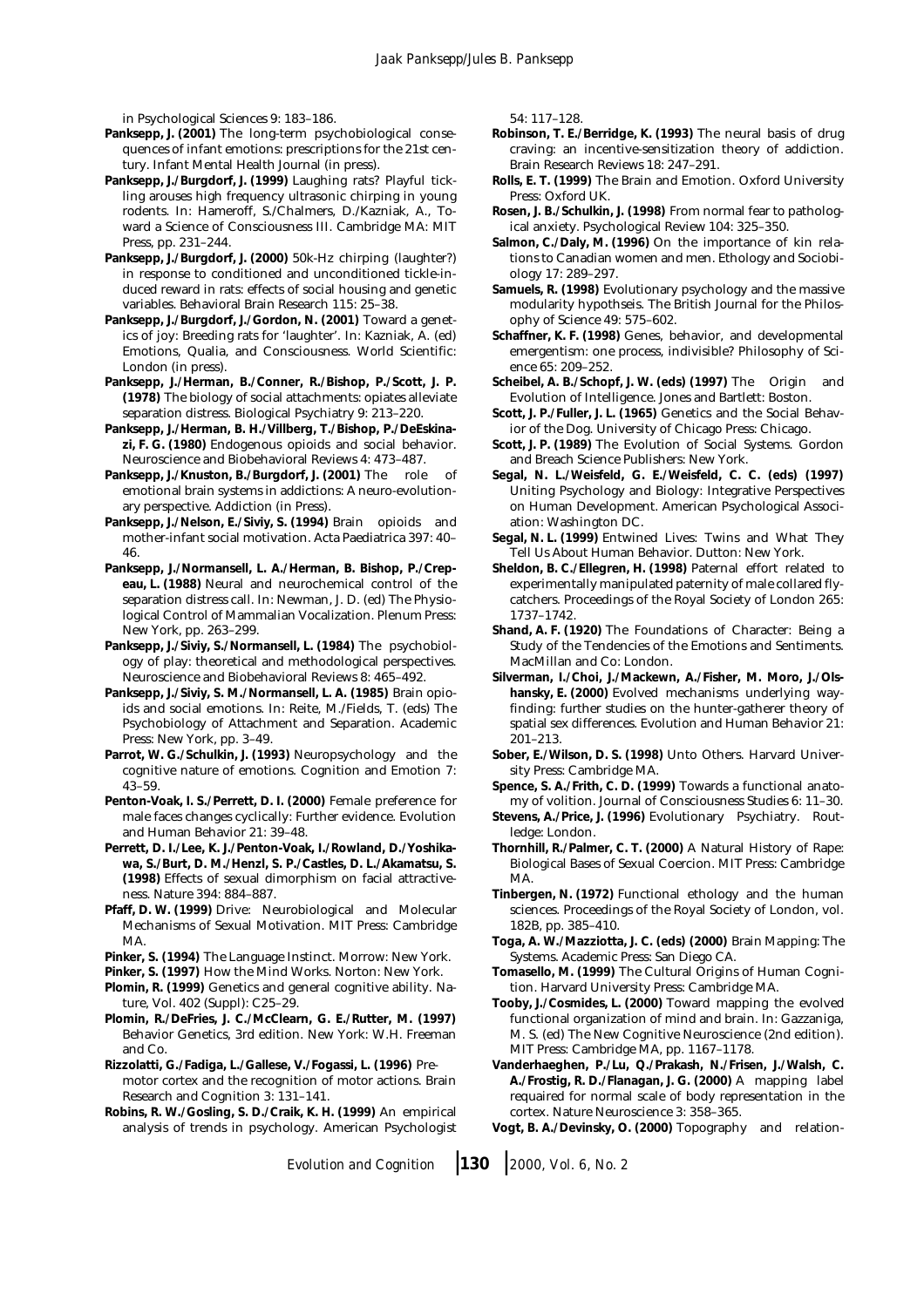in Psychological Sciences 9: 183–186.

**Panksepp, J. (2001)** The long-term psychobiological consequences of infant emotions: prescriptions for the 21st century. Infant Mental Health Journal (in press).

**Panksepp, J./Burgdorf, J. (1999)** Laughing rats? Playful tickling arouses high frequency ultrasonic chirping in young rodents. In: Hameroff, S./Chalmers, D./Kazniak, A., Toward a Science of Consciousness III. Cambridge MA: MIT Press, pp. 231–244.

**Panksepp, J./Burgdorf, J. (2000)** 50k-Hz chirping (laughter?) in response to conditioned and unconditioned tickle-induced reward in rats: effects of social housing and genetic variables. Behavioral Brain Research 115: 25–38.

**Panksepp, J./Burgdorf, J./Gordon, N. (2001)** Toward a genetics of joy: Breeding rats for 'laughter'. In: Kazniak, A. (ed) Emotions, Qualia, and Consciousness. World Scientific: London (in press).

**Panksepp, J./Herman, B./Conner, R./Bishop, P./Scott, J. P. (1978)** The biology of social attachments: opiates alleviate separation distress. Biological Psychiatry 9: 213–220.

**Panksepp, J./Herman, B. H./Villberg, T./Bishop, P./DeEskinazi, F. G. (1980)** Endogenous opioids and social behavior. Neuroscience and Biobehavioral Reviews 4: 473–487.

**Panksepp, J./Knuston, B./Burgdorf, J. (2001)** The role of emotional brain systems in addictions: A neuro-evolutionary perspective. Addiction (in Press).

**Panksepp, J./Nelson, E./Siviy, S. (1994)** Brain opioids and mother-infant social motivation. Acta Paediatrica 397: 40–46.

**Panksepp, J./Normansell, L. A./Herman, B. Bishop, P./Crepeau, L. (1988)** Neural and neurochemical control of the separation distress call. In: Newman, J. D. (ed) The Physiological Control of Mammalian Vocalization. Plenum Press: New York, pp. 263–299.

**Panksepp, J./Siviy, S./Normansell, L. (1984)** The psychobiology of play: theoretical and methodological perspectives. Neuroscience and Biobehavioral Reviews 8: 465–492.

**Panksepp, J./Siviy, S. M./Normansell, L. A. (1985)** Brain opioids and social emotions. In: Reite, M./Fields, T. (eds) The Psychobiology of Attachment and Separation. Academic Press: New York, pp. 3–49.

**Parrot, W. G./Schulkin, J. (1993)** Neuropsychology and the cognitive nature of emotions. Cognition and Emotion 7: 43–59.

**Penton-Voak, I. S./Perrett, D. I. (2000)** Female preference for male faces changes cyclically: Further evidence. Evolution and Human Behavior 21: 39–48.

**Perrett, D. I./Lee, K. J./Penton-Voak, I./Rowland, D./Yoshikawa, S./Burt, D. M./Henzl, S. P./Castles, D. L./Akamatsu, S. (1998)** Effects of sexual dimorphism on facial attractiveness. Nature 394: 884–887.

**Pfaff, D. W. (1999)** Drive: Neurobiological and Molecular Mechanisms of Sexual Motivation. MIT Press: Cambridge MA.

**Pinker, S. (1994)** The Language Instinct. Morrow: New York.

**Pinker, S. (1997)** How the Mind Works. Norton: New York.

**Plomin, R. (1999)** Genetics and general cognitive ability. Nature, Vol. 402 (Suppl): C25–29.

**Plomin, R./DeFries, J. C./McClearn, G. E./Rutter, M. (1997)** Behavior Genetics, 3rd edition. New York: W.H. Freeman and Co.

**Rizzolatti, G./Fadiga, L./Gallese, V./Fogassi, L. (1996)** Premotor cortex and the recognition of motor actions. Brain Research and Cognition 3: 131–141.

**Robins, R. W./Gosling, S. D./Craik, K. H. (1999)** An empirical analysis of trends in psychology. American Psychologist 54: 117–128.

**Robinson, T. E./Berridge, K. (1993)** The neural basis of drug craving: an incentive-sensitization theory of addiction. Brain Research Reviews 18: 247–291.

**Rolls, E. T. (1999)** The Brain and Emotion. Oxford University Press: Oxford UK.

**Rosen, J. B./Schulkin, J. (1998)** From normal fear to pathological anxiety. Psychological Review 104: 325–350.

**Salmon, C./Daly, M. (1996)** On the importance of kin relations to Canadian women and men. Ethology and Sociobiology 17: 289–297.

**Samuels, R. (1998)** Evolutionary psychology and the massive modularity hypothseis. The British Journal for the Philosophy of Science 49: 575–602.

**Schaffner, K. F. (1998)** Genes, behavior, and developmental emergentism: one process, indivisible? Philosophy of Science 65: 209–252.

**Scheibel, A. B./Schopf, J. W. (eds) (1997)** The Origin and Evolution of Intelligence. Jones and Bartlett: Boston.

**Scott, J. P./Fuller, J. L. (1965)** Genetics and the Social Behavior of the Dog. University of Chicago Press: Chicago.

**Scott, J. P. (1989)** The Evolution of Social Systems. Gordon and Breach Science Publishers: New York.

**Segal, N. L./Weisfeld, G. E./Weisfeld, C. C. (eds) (1997)** Uniting Psychology and Biology: Integrative Perspectives on Human Development. American Psychological Association: Washington DC.

**Segal, N. L. (1999)** Entwined Lives: Twins and What They Tell Us About Human Behavior. Dutton: New York.

**Sheldon, B. C./Ellegren, H. (1998)** Paternal effort related to experimentally manipulated paternity of male collared flycatchers. Proceedings of the Royal Society of London 265: 1737–1742.

**Shand, A. F. (1920)** The Foundations of Character: Being a Study of the Tendencies of the Emotions and Sentiments. MacMillan and Co: London.

**Silverman, I./Choi, J./Mackewn, A./Fisher, M. Moro, J./Olshansky, E. (2000)** Evolved mechanisms underlying wayfinding: further studies on the hunter-gatherer theory of spatial sex differences. Evolution and Human Behavior 21: 201–213.

**Sober, E./Wilson, D. S. (1998)** Unto Others. Harvard University Press: Cambridge MA.

**Spence, S. A./Frith, C. D. (1999)** Towards a functional anatomy of volition. Journal of Consciousness Studies 6: 11–30.

**Stevens, A./Price, J. (1996)** Evolutionary Psychiatry. Routledge: London.

**Thornhill, R./Palmer, C. T. (2000)** A Natural History of Rape: Biological Bases of Sexual Coercion. MIT Press: Cambridge MA.

**Tinbergen, N. (1972)** Functional ethology and the human sciences. Proceedings of the Royal Society of London, vol. 182B, pp. 385–410.

**Toga, A. W./Mazziotta, J. C. (eds) (2000)** Brain Mapping: The Systems. Academic Press: San Diego CA.

**Tomasello, M. (1999)** The Cultural Origins of Human Cognition. Harvard University Press: Cambridge MA.

**Tooby, J./Cosmides, L. (2000)** Toward mapping the evolved functional organization of mind and brain. In: Gazzaniga, M. S. (ed) The New Cognitive Neuroscience (2nd edition). MIT Press: Cambridge MA, pp. 1167–1178.

**Vanderhaeghen, P./Lu, Q./Prakash, N./Frisen, J./Walsh, C. A./Frostig, R. D./Flanagan, J. G. (2000)** A mapping label requaired for normal scale of body representation in the cortex. Nature Neuroscience 3: 358–365.

**Vogt, B. A./Devinsky, O. (2000)** Topography and relation-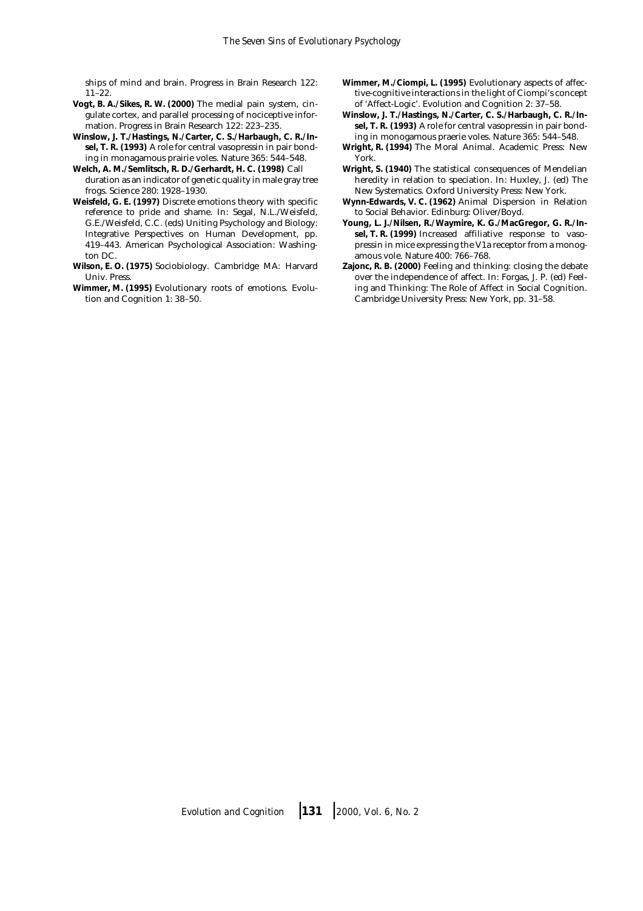ships of mind and brain. Progress in Brain Research 122: 11–22.

**Vogt, B. A./Sikes, R. W. (2000)** The medial pain system, cingulate cortex, and parallel processing of nociceptive information. Progress in Brain Research 122: 223–235.

**Winslow, J. T./Hastings, N./Carter, C. S./Harbaugh, C. R./Insel, T. R. (1993)** A role for central vasopressin in pair bonding in monagamous prairie voles. Nature 365: 544–548.

**Welch, A. M./Semlitsch, R. D./Gerhardt, H. C. (1998)** Call duration as an indicator of genetic quality in male gray tree frogs. Science 280: 1928–1930.

**Weisfeld, G. E. (1997)** Discrete emotions theory with specific reference to pride and shame. In: Segal, N.L./Weisfeld, G.E./Weisfeld, C.C. (eds) Uniting Psychology and Biology: Integrative Perspectives on Human Development, pp. 419–443. American Psychological Association: Washington DC.

**Wilson, E. O. (1975)** Sociobiology. Cambridge MA: Harvard Univ. Press.

**Wimmer, M. (1995)** Evolutionary roots of emotions. Evolution and Cognition 1: 38–50.

**Wimmer, M./Ciompi, L. (1995)** Evolutionary aspects of affective-cognitive interactions in the light of Ciompi's concept of 'Affect-Logic'. Evolution and Cognition 2: 37–58.

**Winslow, J. T./Hastings, N./Carter, C. S./Harbaugh, C. R./Insel, T. R. (1993)** A role for central vasopressin in pair bonding in monogamous praerie voles. Nature 365: 544–548.

**Wright, R. (1994)** The Moral Animal. Academic Press: New York.

**Wright, S. (1940)** The statistical consequences of Mendelian heredity in relation to speciation. In: Huxley, J. (ed) The New Systematics. Oxford University Press: New York.

**Wynn-Edwards, V. C. (1962)** Animal Dispersion in Relation to Social Behavior. Edinburg: Oliver/Boyd.

**Young, L. J./Nilsen, R./Waymire, K. G./MacGregor, G. R./Insel, T. R. (1999)** Increased affiliative response to vasopressin in mice expressing the V1a receptor from a monogamous vole. Nature 400: 766–768.

**Zajonc, R. B. (2000)** Feeling and thinking: closing the debate over the independence of affect. In: Forgas, J. P. (ed) Feeling and Thinking: The Role of Affect in Social Cognition. Cambridge University Press: New York, pp. 31–58.